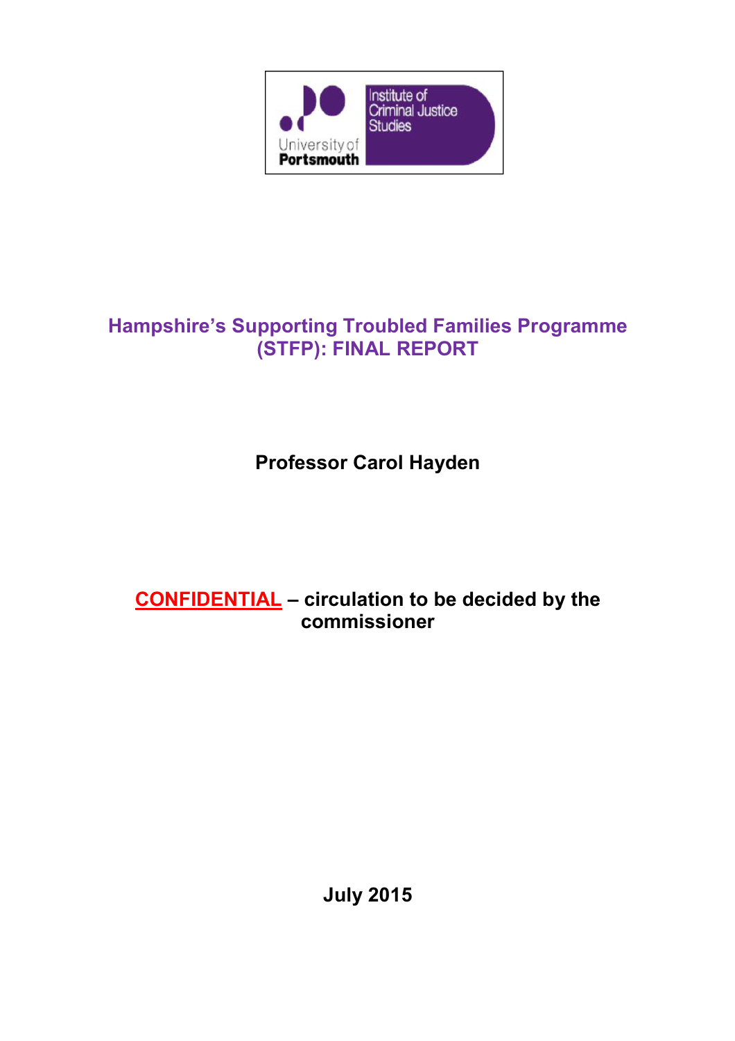# Hampshire's Supporting Troubled Families Programme (STFP): FINAL REPORT

**Professor Carol Hayden**

**CONFIDENTIAL – circulation to be decided by the commissioner**

**July 2015**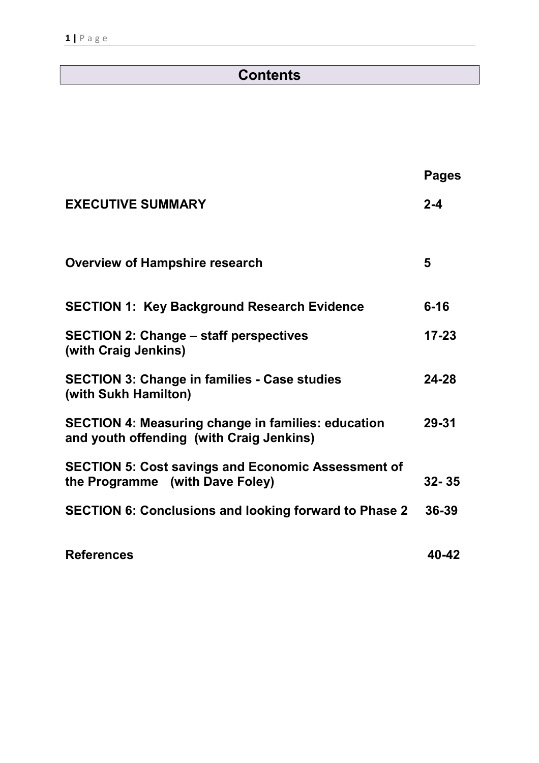# Contents

| | Pages |
|---|---|
| **EXECUTIVE SUMMARY** | **2-4** |
| **Overview of Hampshire research** | **5** |
| **SECTION 1: Key Background Research Evidence** | **6-16** |
| **SECTION 2: Change – staff perspectives (with Craig Jenkins)** | **17-23** |
| **SECTION 3: Change in families - Case studies (with Sukh Hamilton)** | **24-28** |
| **SECTION 4: Measuring change in families: education and youth offending (with Craig Jenkins)** | **29-31** |
| **SECTION 5: Cost savings and Economic Assessment of the Programme (with Dave Foley)** | **32- 35** |
| **SECTION 6: Conclusions and looking forward to Phase 2** | **36-39** |
| **References** | **40-42** |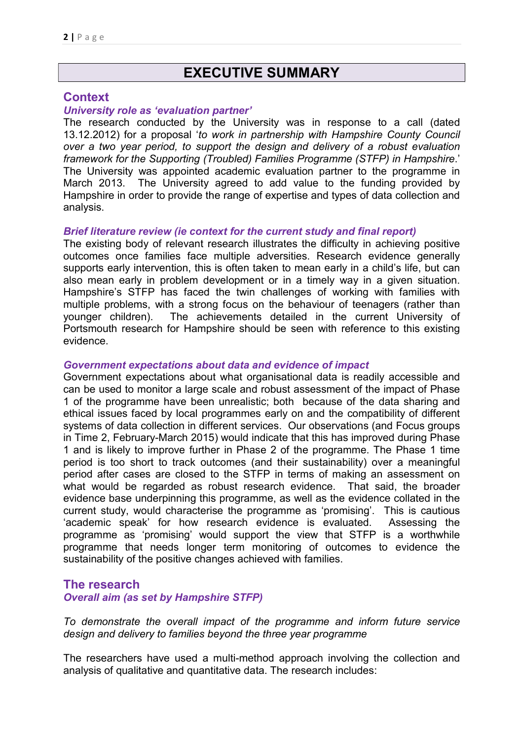# EXECUTIVE SUMMARY

## Context

### *University role as 'evaluation partner'*

The research conducted by the University was in response to a call (dated 13.12.2012) for a proposal '*to work in partnership with Hampshire County Council over a two year period, to support the design and delivery of a robust evaluation framework for the Supporting (Troubled) Families Programme (STFP) in Hampshire*.' The University was appointed academic evaluation partner to the programme in March 2013. The University agreed to add value to the funding provided by Hampshire in order to provide the range of expertise and types of data collection and analysis.

### *Brief literature review (ie context for the current study and final report)*

The existing body of relevant research illustrates the difficulty in achieving positive outcomes once families face multiple adversities. Research evidence generally supports early intervention, this is often taken to mean early in a child's life, but can also mean early in problem development or in a timely way in a given situation. Hampshire's STFP has faced the twin challenges of working with families with multiple problems, with a strong focus on the behaviour of teenagers (rather than younger children). The achievements detailed in the current University of Portsmouth research for Hampshire should be seen with reference to this existing evidence.

### *Government expectations about data and evidence of impact*

Government expectations about what organisational data is readily accessible and can be used to monitor a large scale and robust assessment of the impact of Phase 1 of the programme have been unrealistic; both because of the data sharing and ethical issues faced by local programmes early on and the compatibility of different systems of data collection in different services. Our observations (and Focus groups in Time 2, February-March 2015) would indicate that this has improved during Phase 1 and is likely to improve further in Phase 2 of the programme. The Phase 1 time period is too short to track outcomes (and their sustainability) over a meaningful period after cases are closed to the STFP in terms of making an assessment on what would be regarded as robust research evidence. That said, the broader evidence base underpinning this programme, as well as the evidence collated in the current study, would characterise the programme as 'promising'. This is cautious 'academic speak' for how research evidence is evaluated. Assessing the programme as 'promising' would support the view that STFP is a worthwhile programme that needs longer term monitoring of outcomes to evidence the sustainability of the positive changes achieved with families.

## The research

### *Overall aim (as set by Hampshire STFP)*

*To demonstrate the overall impact of the programme and inform future service design and delivery to families beyond the three year programme*

The researchers have used a multi-method approach involving the collection and analysis of qualitative and quantitative data. The research includes: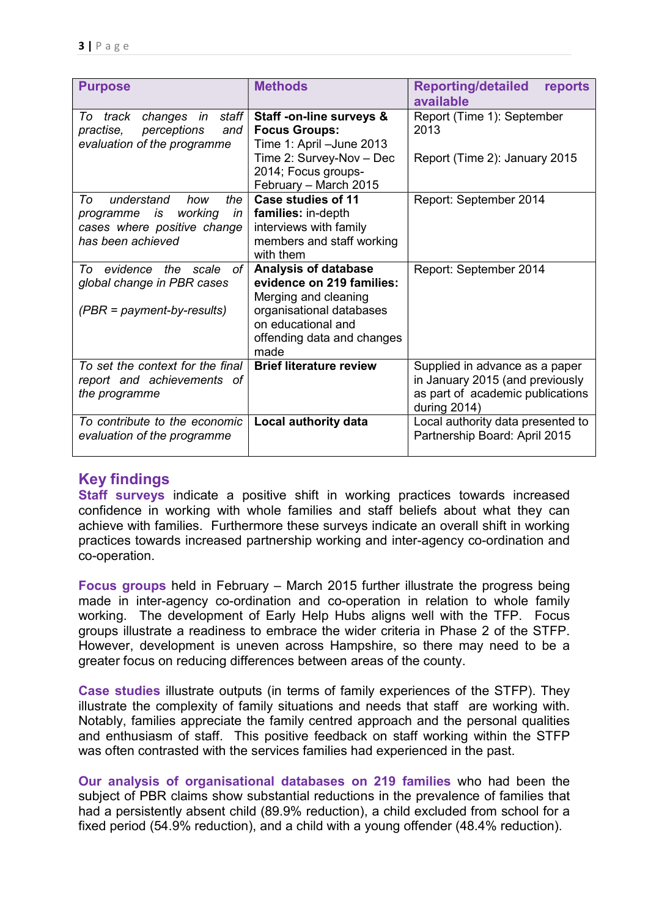| Purpose | Methods | Reporting/detailed reports available |
|---|---|---|
| *To track changes in staff practise, perceptions and evaluation of the programme* | **Staff -on-line surveys & Focus Groups:** Time 1: April –June 2013 Time 2: Survey-Nov – Dec 2014; Focus groups-February – March 2015 | Report (Time 1): September 2013<br><br>Report (Time 2): January 2015 |
| *To understand how the programme is working in cases where positive change has been achieved* | **Case studies of 11 families:** in-depth interviews with family members and staff working with them | Report: September 2014 |
| *To evidence the scale of global change in PBR cases*<br><br>*(PBR = payment-by-results)* | **Analysis of database evidence on 219 families:** Merging and cleaning organisational databases on educational and offending data and changes made | Report: September 2014 |
| *To set the context for the final report and achievements of the programme* | **Brief literature review** | Supplied in advance as a paper in January 2015 (and previously as part of academic publications during 2014) |
| *To contribute to the economic evaluation of the programme* | **Local authority data** | Local authority data presented to Partnership Board: April 2015 |

## Key findings

**Staff surveys** indicate a positive shift in working practices towards increased confidence in working with whole families and staff beliefs about what they can achieve with families. Furthermore these surveys indicate an overall shift in working practices towards increased partnership working and inter-agency co-ordination and co-operation.

**Focus groups** held in February – March 2015 further illustrate the progress being made in inter-agency co-ordination and co-operation in relation to whole family working. The development of Early Help Hubs aligns well with the TFP. Focus groups illustrate a readiness to embrace the wider criteria in Phase 2 of the STFP. However, development is uneven across Hampshire, so there may need to be a greater focus on reducing differences between areas of the county.

**Case studies** illustrate outputs (in terms of family experiences of the STFP). They illustrate the complexity of family situations and needs that staff are working with. Notably, families appreciate the family centred approach and the personal qualities and enthusiasm of staff. This positive feedback on staff working within the STFP was often contrasted with the services families had experienced in the past.

**Our analysis of organisational databases on 219 families** who had been the subject of PBR claims show substantial reductions in the prevalence of families that had a persistently absent child (89.9% reduction), a child excluded from school for a fixed period (54.9% reduction), and a child with a young offender (48.4% reduction).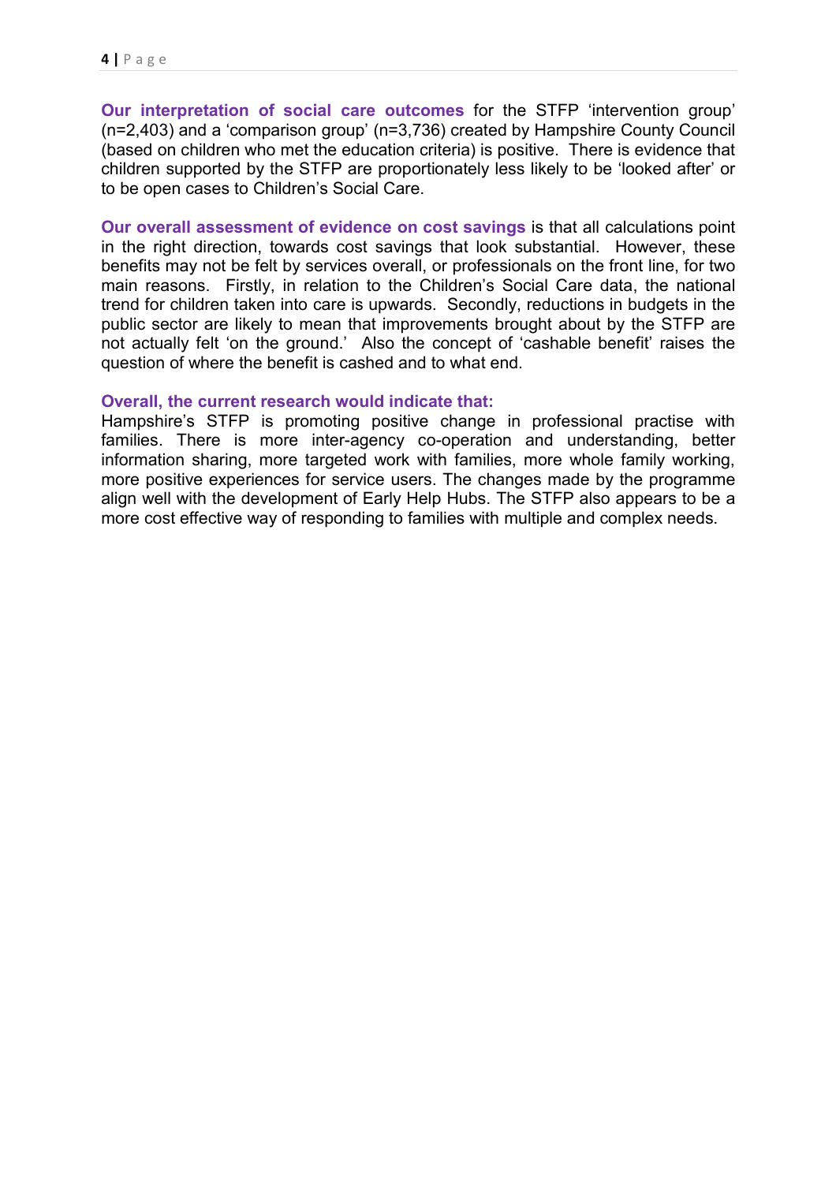**Our interpretation of social care outcomes** for the STFP 'intervention group' (n=2,403) and a 'comparison group' (n=3,736) created by Hampshire County Council (based on children who met the education criteria) is positive. There is evidence that children supported by the STFP are proportionately less likely to be 'looked after' or to be open cases to Children's Social Care.

**Our overall assessment of evidence on cost savings** is that all calculations point in the right direction, towards cost savings that look substantial. However, these benefits may not be felt by services overall, or professionals on the front line, for two main reasons. Firstly, in relation to the Children's Social Care data, the national trend for children taken into care is upwards. Secondly, reductions in budgets in the public sector are likely to mean that improvements brought about by the STFP are not actually felt 'on the ground.' Also the concept of 'cashable benefit' raises the question of where the benefit is cashed and to what end.

**Overall, the current research would indicate that:**

Hampshire's STFP is promoting positive change in professional practise with families. There is more inter-agency co-operation and understanding, better information sharing, more targeted work with families, more whole family working, more positive experiences for service users. The changes made by the programme align well with the development of Early Help Hubs. The STFP also appears to be a more cost effective way of responding to families with multiple and complex needs.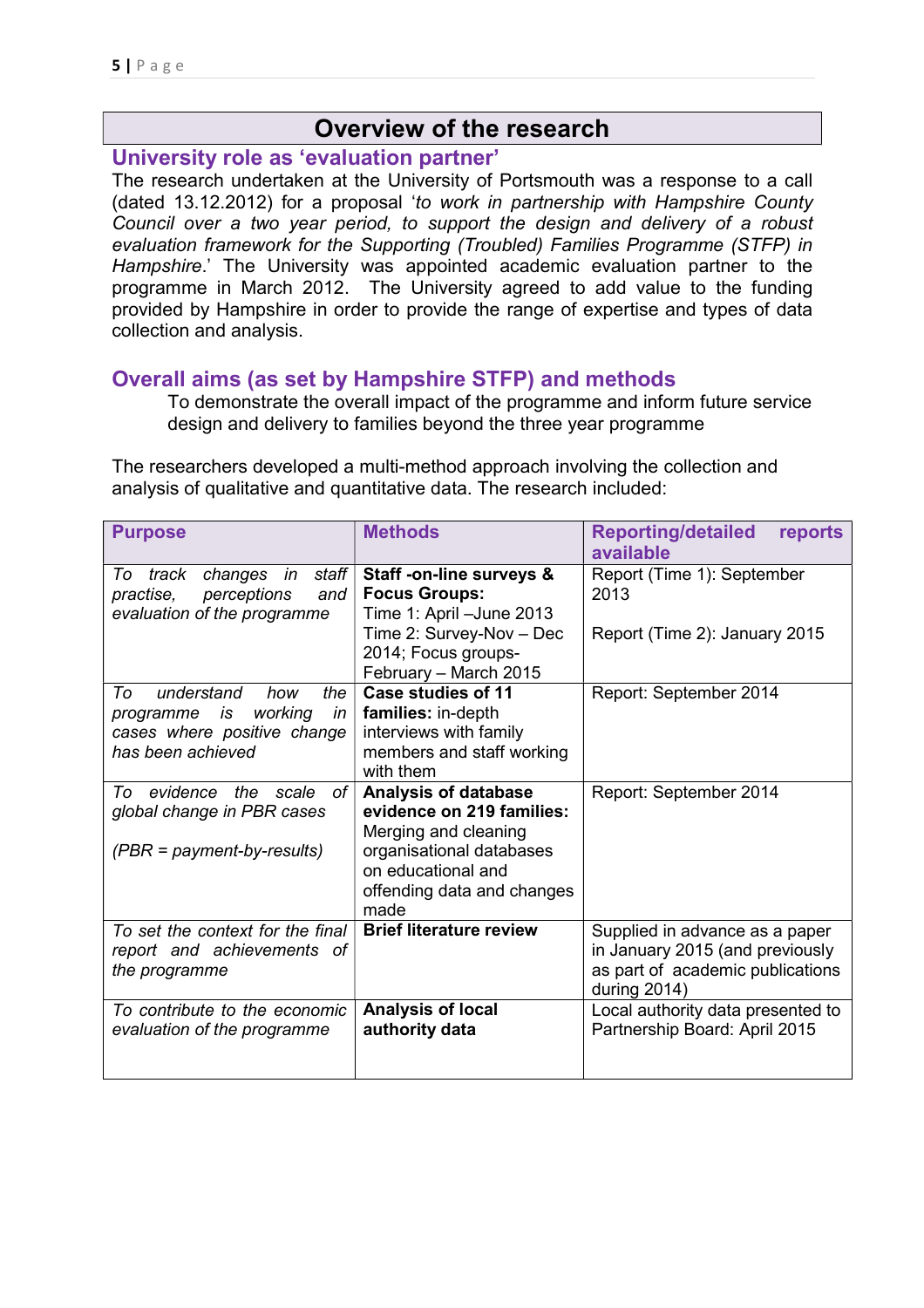# Overview of the research

## University role as 'evaluation partner'

The research undertaken at the University of Portsmouth was a response to a call (dated 13.12.2012) for a proposal '*to work in partnership with Hampshire County Council over a two year period, to support the design and delivery of a robust evaluation framework for the Supporting (Troubled) Families Programme (STFP) in Hampshire*.' The University was appointed academic evaluation partner to the programme in March 2012. The University agreed to add value to the funding provided by Hampshire in order to provide the range of expertise and types of data collection and analysis.

## Overall aims (as set by Hampshire STFP) and methods

To demonstrate the overall impact of the programme and inform future service design and delivery to families beyond the three year programme

The researchers developed a multi-method approach involving the collection and analysis of qualitative and quantitative data. The research included:

| Purpose | Methods | Reporting/detailed reports available |
|---|---|---|
| *To track changes in staff practise, perceptions and evaluation of the programme* | **Staff -on-line surveys & Focus Groups:** Time 1: April –June 2013 Time 2: Survey-Nov – Dec 2014; Focus groups-February – March 2015 | Report (Time 1): September 2013<br><br>Report (Time 2): January 2015 |
| *To understand how the programme is working in cases where positive change has been achieved* | **Case studies of 11 families:** in-depth interviews with family members and staff working with them | Report: September 2014 |
| *To evidence the scale of global change in PBR cases*<br><br>*(PBR = payment-by-results)* | **Analysis of database evidence on 219 families:** Merging and cleaning organisational databases on educational and offending data and changes made | Report: September 2014 |
| *To set the context for the final report and achievements of the programme* | **Brief literature review** | Supplied in advance as a paper in January 2015 (and previously as part of academic publications during 2014) |
| *To contribute to the economic evaluation of the programme* | **Analysis of local authority data** | Local authority data presented to Partnership Board: April 2015 |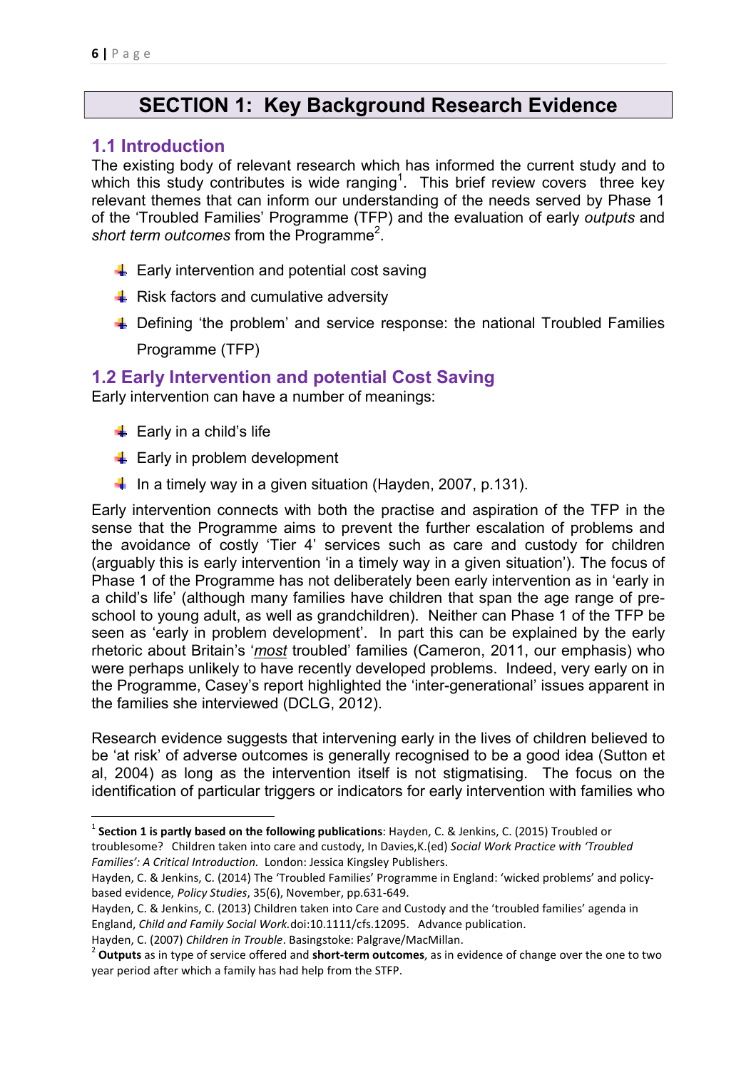# SECTION 1: Key Background Research Evidence

## 1.1 Introduction

The existing body of relevant research which has informed the current study and to which this study contributes is wide ranging[1]. This brief review covers three key relevant themes that can inform our understanding of the needs served by Phase 1 of the 'Troubled Families' Programme (TFP) and the evaluation of early *outputs* and *short term outcomes* from the Programme[2].

- Early intervention and potential cost saving
- Risk factors and cumulative adversity
- Defining 'the problem' and service response: the national Troubled Families Programme (TFP)

## 1.2 Early Intervention and potential Cost Saving

Early intervention can have a number of meanings:

- Early in a child's life
- Early in problem development
- In a timely way in a given situation (Hayden, 2007, p.131).

Early intervention connects with both the practise and aspiration of the TFP in the sense that the Programme aims to prevent the further escalation of problems and the avoidance of costly 'Tier 4' services such as care and custody for children (arguably this is early intervention 'in a timely way in a given situation'). The focus of Phase 1 of the Programme has not deliberately been early intervention as in 'early in a child's life' (although many families have children that span the age range of pre-school to young adult, as well as grandchildren). Neither can Phase 1 of the TFP be seen as 'early in problem development'. In part this can be explained by the early rhetoric about Britain's '*most* troubled' families (Cameron, 2011, our emphasis) who were perhaps unlikely to have recently developed problems. Indeed, very early on in the Programme, Casey's report highlighted the 'inter-generational' issues apparent in the families she interviewed (DCLG, 2012).

Research evidence suggests that intervening early in the lives of children believed to be 'at risk' of adverse outcomes is generally recognised to be a good idea (Sutton et al, 2004) as long as the intervention itself is not stigmatising. The focus on the identification of particular triggers or indicators for early intervention with families who

---

[1] **Section 1 is partly based on the following publications**: Hayden, C. & Jenkins, C. (2015) Troubled or troublesome? Children taken into care and custody, In Davies,K.(ed) *Social Work Practice with 'Troubled Families': A Critical Introduction*. London: Jessica Kingsley Publishers.

Hayden, C. & Jenkins, C. (2014) The 'Troubled Families' Programme in England: 'wicked problems' and policy-based evidence, *Policy Studies*, 35(6), November, pp.631-649.

Hayden, C. & Jenkins, C. (2013) Children taken into Care and Custody and the 'troubled families' agenda in England, *Child and Family Social Work.*doi:10.1111/cfs.12095. Advance publication.

Hayden, C. (2007) *Children in Trouble*. Basingstoke: Palgrave/MacMillan.

[2] **Outputs** as in type of service offered and **short-term outcomes**, as in evidence of change over the one to two year period after which a family has had help from the STFP.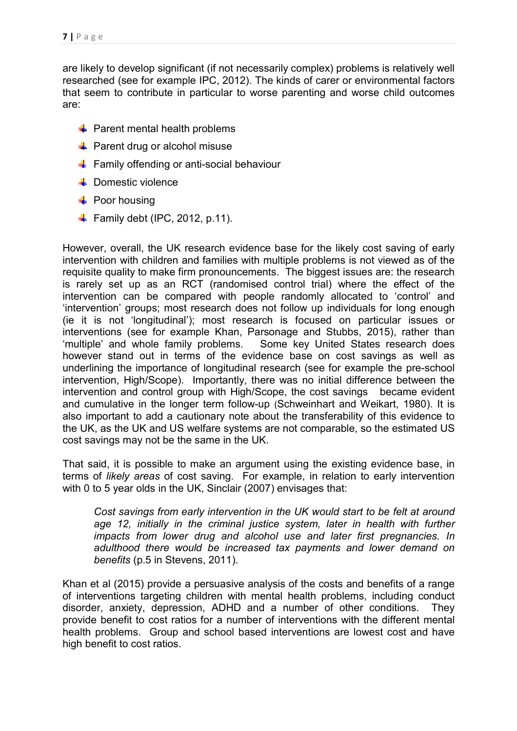are likely to develop significant (if not necessarily complex) problems is relatively well researched (see for example IPC, 2012). The kinds of carer or environmental factors that seem to contribute in particular to worse parenting and worse child outcomes are:

- Parent mental health problems
- Parent drug or alcohol misuse
- Family offending or anti-social behaviour
- Domestic violence
- Poor housing
- Family debt (IPC, 2012, p.11).

However, overall, the UK research evidence base for the likely cost saving of early intervention with children and families with multiple problems is not viewed as of the requisite quality to make firm pronouncements. The biggest issues are: the research is rarely set up as an RCT (randomised control trial) where the effect of the intervention can be compared with people randomly allocated to 'control' and 'intervention' groups; most research does not follow up individuals for long enough (ie it is not 'longitudinal'); most research is focused on particular issues or interventions (see for example Khan, Parsonage and Stubbs, 2015), rather than 'multiple' and whole family problems. Some key United States research does however stand out in terms of the evidence base on cost savings as well as underlining the importance of longitudinal research (see for example the pre-school intervention, High/Scope). Importantly, there was no initial difference between the intervention and control group with High/Scope, the cost savings became evident and cumulative in the longer term follow-up (Schweinhart and Weikart, 1980). It is also important to add a cautionary note about the transferability of this evidence to the UK, as the UK and US welfare systems are not comparable, so the estimated US cost savings may not be the same in the UK.

That said, it is possible to make an argument using the existing evidence base, in terms of *likely areas* of cost saving. For example, in relation to early intervention with 0 to 5 year olds in the UK, Sinclair (2007) envisages that:

> *Cost savings from early intervention in the UK would start to be felt at around age 12, initially in the criminal justice system, later in health with further impacts from lower drug and alcohol use and later first pregnancies. In adulthood there would be increased tax payments and lower demand on benefits* (p.5 in Stevens, 2011).

Khan et al (2015) provide a persuasive analysis of the costs and benefits of a range of interventions targeting children with mental health problems, including conduct disorder, anxiety, depression, ADHD and a number of other conditions. They provide benefit to cost ratios for a number of interventions with the different mental health problems. Group and school based interventions are lowest cost and have high benefit to cost ratios.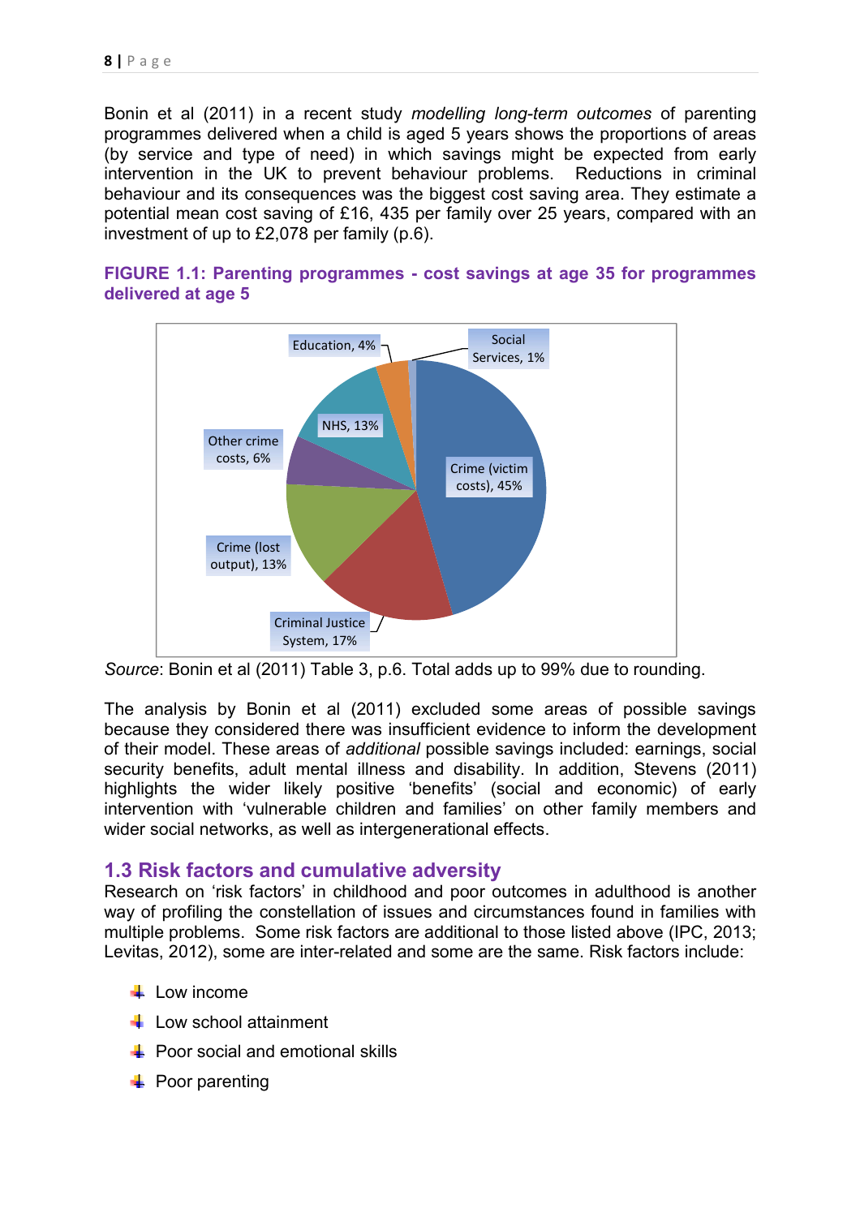Bonin et al (2011) in a recent study *modelling long-term outcomes* of parenting programmes delivered when a child is aged 5 years shows the proportions of areas (by service and type of need) in which savings might be expected from early intervention in the UK to prevent behaviour problems. Reductions in criminal behaviour and its consequences was the biggest cost saving area. They estimate a potential mean cost saving of £16, 435 per family over 25 years, compared with an investment of up to £2,078 per family (p.6).

**FIGURE 1.1: Parenting programmes - cost savings at age 35 for programmes delivered at age 5**

| Area | Share |
|---|---|
| Crime (victim costs) | 45% |
| Criminal Justice System | 17% |
| Crime (lost output) | 13% |
| Other crime costs | 6% |
| NHS | 13% |
| Education | 4% |
| Social Services | 1% |

*Source*: Bonin et al (2011) Table 3, p.6. Total adds up to 99% due to rounding.

The analysis by Bonin et al (2011) excluded some areas of possible savings because they considered there was insufficient evidence to inform the development of their model. These areas of *additional* possible savings included: earnings, social security benefits, adult mental illness and disability. In addition, Stevens (2011) highlights the wider likely positive 'benefits' (social and economic) of early intervention with 'vulnerable children and families' on other family members and wider social networks, as well as intergenerational effects.

## 1.3 Risk factors and cumulative adversity

Research on 'risk factors' in childhood and poor outcomes in adulthood is another way of profiling the constellation of issues and circumstances found in families with multiple problems. Some risk factors are additional to those listed above (IPC, 2013; Levitas, 2012), some are inter-related and some are the same. Risk factors include:

- Low income
- Low school attainment
- Poor social and emotional skills
- Poor parenting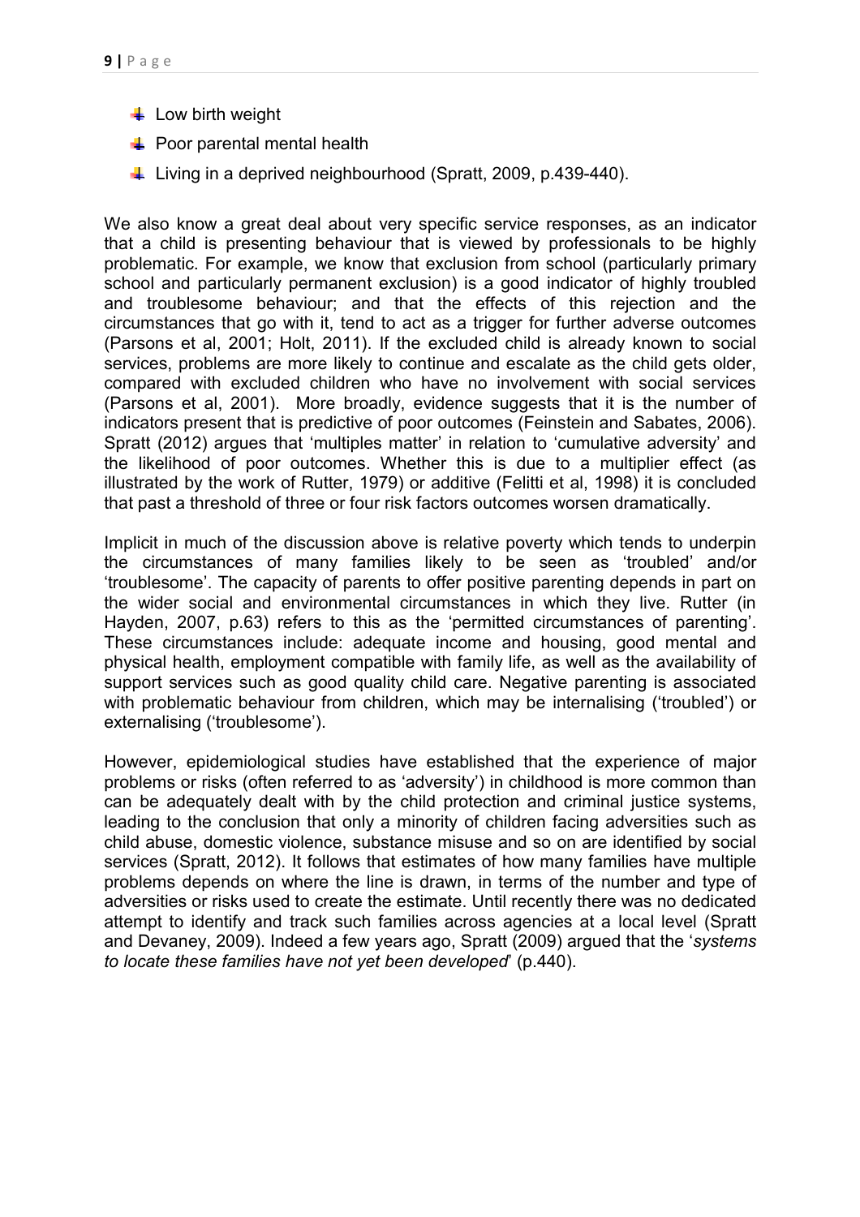- Low birth weight
- Poor parental mental health
- Living in a deprived neighbourhood (Spratt, 2009, p.439-440).

We also know a great deal about very specific service responses, as an indicator that a child is presenting behaviour that is viewed by professionals to be highly problematic. For example, we know that exclusion from school (particularly primary school and particularly permanent exclusion) is a good indicator of highly troubled and troublesome behaviour; and that the effects of this rejection and the circumstances that go with it, tend to act as a trigger for further adverse outcomes (Parsons et al, 2001; Holt, 2011). If the excluded child is already known to social services, problems are more likely to continue and escalate as the child gets older, compared with excluded children who have no involvement with social services (Parsons et al, 2001). More broadly, evidence suggests that it is the number of indicators present that is predictive of poor outcomes (Feinstein and Sabates, 2006). Spratt (2012) argues that 'multiples matter' in relation to 'cumulative adversity' and the likelihood of poor outcomes. Whether this is due to a multiplier effect (as illustrated by the work of Rutter, 1979) or additive (Felitti et al, 1998) it is concluded that past a threshold of three or four risk factors outcomes worsen dramatically.

Implicit in much of the discussion above is relative poverty which tends to underpin the circumstances of many families likely to be seen as 'troubled' and/or 'troublesome'. The capacity of parents to offer positive parenting depends in part on the wider social and environmental circumstances in which they live. Rutter (in Hayden, 2007, p.63) refers to this as the 'permitted circumstances of parenting'. These circumstances include: adequate income and housing, good mental and physical health, employment compatible with family life, as well as the availability of support services such as good quality child care. Negative parenting is associated with problematic behaviour from children, which may be internalising ('troubled') or externalising ('troublesome').

However, epidemiological studies have established that the experience of major problems or risks (often referred to as 'adversity') in childhood is more common than can be adequately dealt with by the child protection and criminal justice systems, leading to the conclusion that only a minority of children facing adversities such as child abuse, domestic violence, substance misuse and so on are identified by social services (Spratt, 2012). It follows that estimates of how many families have multiple problems depends on where the line is drawn, in terms of the number and type of adversities or risks used to create the estimate. Until recently there was no dedicated attempt to identify and track such families across agencies at a local level (Spratt and Devaney, 2009). Indeed a few years ago, Spratt (2009) argued that the '*systems to locate these families have not yet been developed*' (p.440).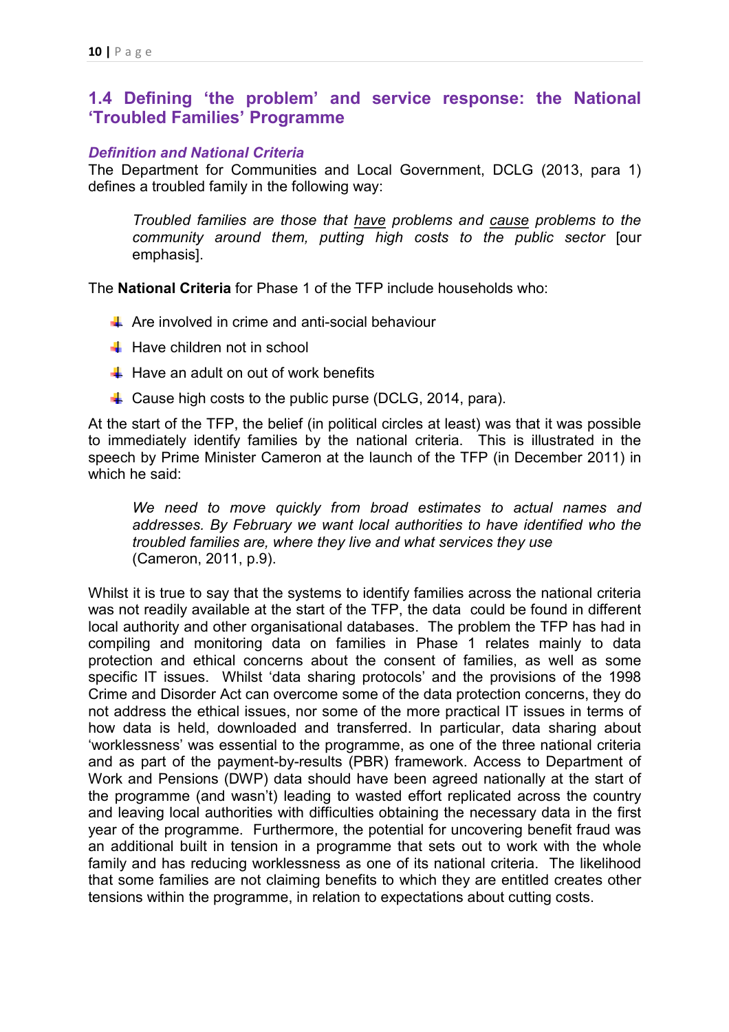## 1.4 Defining 'the problem' and service response: the National 'Troubled Families' Programme

### *Definition and National Criteria*

The Department for Communities and Local Government, DCLG (2013, para 1) defines a troubled family in the following way:

> *Troubled families are those that <u>have</u> problems and <u>cause</u> problems to the community around them, putting high costs to the public sector* [our emphasis].

The **National Criteria** for Phase 1 of the TFP include households who:

- Are involved in crime and anti-social behaviour
- Have children not in school
- Have an adult on out of work benefits
- Cause high costs to the public purse (DCLG, 2014, para).

At the start of the TFP, the belief (in political circles at least) was that it was possible to immediately identify families by the national criteria. This is illustrated in the speech by Prime Minister Cameron at the launch of the TFP (in December 2011) in which he said:

> *We need to move quickly from broad estimates to actual names and addresses. By February we want local authorities to have identified who the troubled families are, where they live and what services they use* (Cameron, 2011, p.9).

Whilst it is true to say that the systems to identify families across the national criteria was not readily available at the start of the TFP, the data could be found in different local authority and other organisational databases. The problem the TFP has had in compiling and monitoring data on families in Phase 1 relates mainly to data protection and ethical concerns about the consent of families, as well as some specific IT issues. Whilst 'data sharing protocols' and the provisions of the 1998 Crime and Disorder Act can overcome some of the data protection concerns, they do not address the ethical issues, nor some of the more practical IT issues in terms of how data is held, downloaded and transferred. In particular, data sharing about 'worklessness' was essential to the programme, as one of the three national criteria and as part of the payment-by-results (PBR) framework. Access to Department of Work and Pensions (DWP) data should have been agreed nationally at the start of the programme (and wasn't) leading to wasted effort replicated across the country and leaving local authorities with difficulties obtaining the necessary data in the first year of the programme. Furthermore, the potential for uncovering benefit fraud was an additional built in tension in a programme that sets out to work with the whole family and has reducing worklessness as one of its national criteria. The likelihood that some families are not claiming benefits to which they are entitled creates other tensions within the programme, in relation to expectations about cutting costs.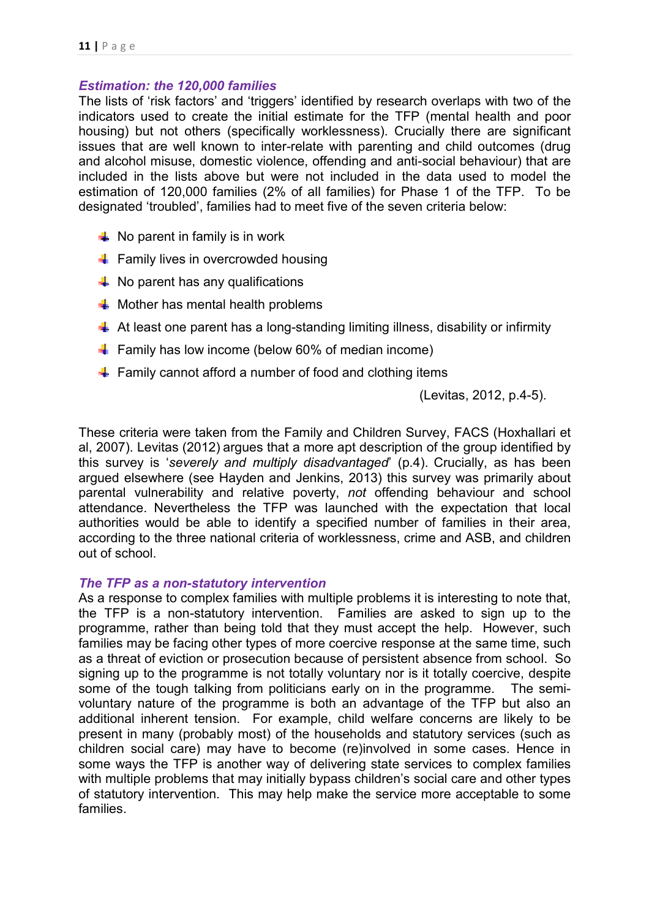### *Estimation: the 120,000 families*

The lists of 'risk factors' and 'triggers' identified by research overlaps with two of the indicators used to create the initial estimate for the TFP (mental health and poor housing) but not others (specifically worklessness). Crucially there are significant issues that are well known to inter-relate with parenting and child outcomes (drug and alcohol misuse, domestic violence, offending and anti-social behaviour) that are included in the lists above but were not included in the data used to model the estimation of 120,000 families (2% of all families) for Phase 1 of the TFP. To be designated 'troubled', families had to meet five of the seven criteria below:

- No parent in family is in work
- Family lives in overcrowded housing
- No parent has any qualifications
- Mother has mental health problems
- At least one parent has a long-standing limiting illness, disability or infirmity
- Family has low income (below 60% of median income)
- Family cannot afford a number of food and clothing items

(Levitas, 2012, p.4-5).

These criteria were taken from the Family and Children Survey, FACS (Hoxhallari et al, 2007). Levitas (2012) argues that a more apt description of the group identified by this survey is '*severely and multiply disadvantaged*' (p.4). Crucially, as has been argued elsewhere (see Hayden and Jenkins, 2013) this survey was primarily about parental vulnerability and relative poverty, *not* offending behaviour and school attendance. Nevertheless the TFP was launched with the expectation that local authorities would be able to identify a specified number of families in their area, according to the three national criteria of worklessness, crime and ASB, and children out of school.

### *The TFP as a non-statutory intervention*

As a response to complex families with multiple problems it is interesting to note that, the TFP is a non-statutory intervention. Families are asked to sign up to the programme, rather than being told that they must accept the help. However, such families may be facing other types of more coercive response at the same time, such as a threat of eviction or prosecution because of persistent absence from school. So signing up to the programme is not totally voluntary nor is it totally coercive, despite some of the tough talking from politicians early on in the programme. The semi-voluntary nature of the programme is both an advantage of the TFP but also an additional inherent tension. For example, child welfare concerns are likely to be present in many (probably most) of the households and statutory services (such as children social care) may have to become (re)involved in some cases. Hence in some ways the TFP is another way of delivering state services to complex families with multiple problems that may initially bypass children's social care and other types of statutory intervention. This may help make the service more acceptable to some families.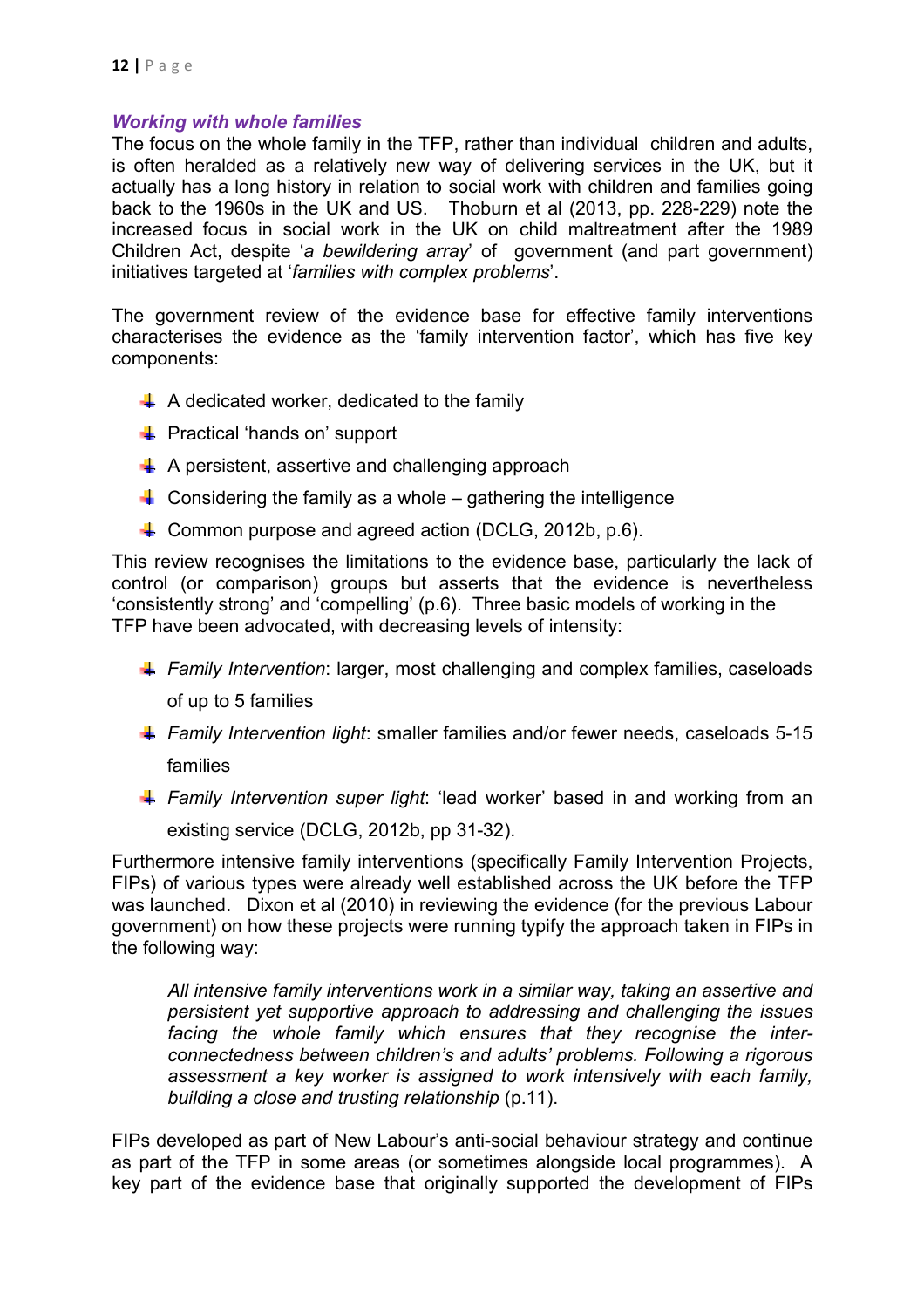### *Working with whole families*

The focus on the whole family in the TFP, rather than individual children and adults, is often heralded as a relatively new way of delivering services in the UK, but it actually has a long history in relation to social work with children and families going back to the 1960s in the UK and US. Thoburn et al (2013, pp. 228-229) note the increased focus in social work in the UK on child maltreatment after the 1989 Children Act, despite '*a bewildering array*' of government (and part government) initiatives targeted at '*families with complex problems*'.

The government review of the evidence base for effective family interventions characterises the evidence as the 'family intervention factor', which has five key components:

- A dedicated worker, dedicated to the family
- Practical 'hands on' support
- A persistent, assertive and challenging approach
- Considering the family as a whole – gathering the intelligence
- Common purpose and agreed action (DCLG, 2012b, p.6).

This review recognises the limitations to the evidence base, particularly the lack of control (or comparison) groups but asserts that the evidence is nevertheless 'consistently strong' and 'compelling' (p.6). Three basic models of working in the TFP have been advocated, with decreasing levels of intensity:

- *Family Intervention*: larger, most challenging and complex families, caseloads of up to 5 families
- *Family Intervention light*: smaller families and/or fewer needs, caseloads 5-15 families
- *Family Intervention super light*: 'lead worker' based in and working from an existing service (DCLG, 2012b, pp 31-32).

Furthermore intensive family interventions (specifically Family Intervention Projects, FIPs) of various types were already well established across the UK before the TFP was launched. Dixon et al (2010) in reviewing the evidence (for the previous Labour government) on how these projects were running typify the approach taken in FIPs in the following way:

> *All intensive family interventions work in a similar way, taking an assertive and persistent yet supportive approach to addressing and challenging the issues facing the whole family which ensures that they recognise the inter-connectedness between children's and adults' problems. Following a rigorous assessment a key worker is assigned to work intensively with each family, building a close and trusting relationship* (p.11).

FIPs developed as part of New Labour's anti-social behaviour strategy and continue as part of the TFP in some areas (or sometimes alongside local programmes). A key part of the evidence base that originally supported the development of FIPs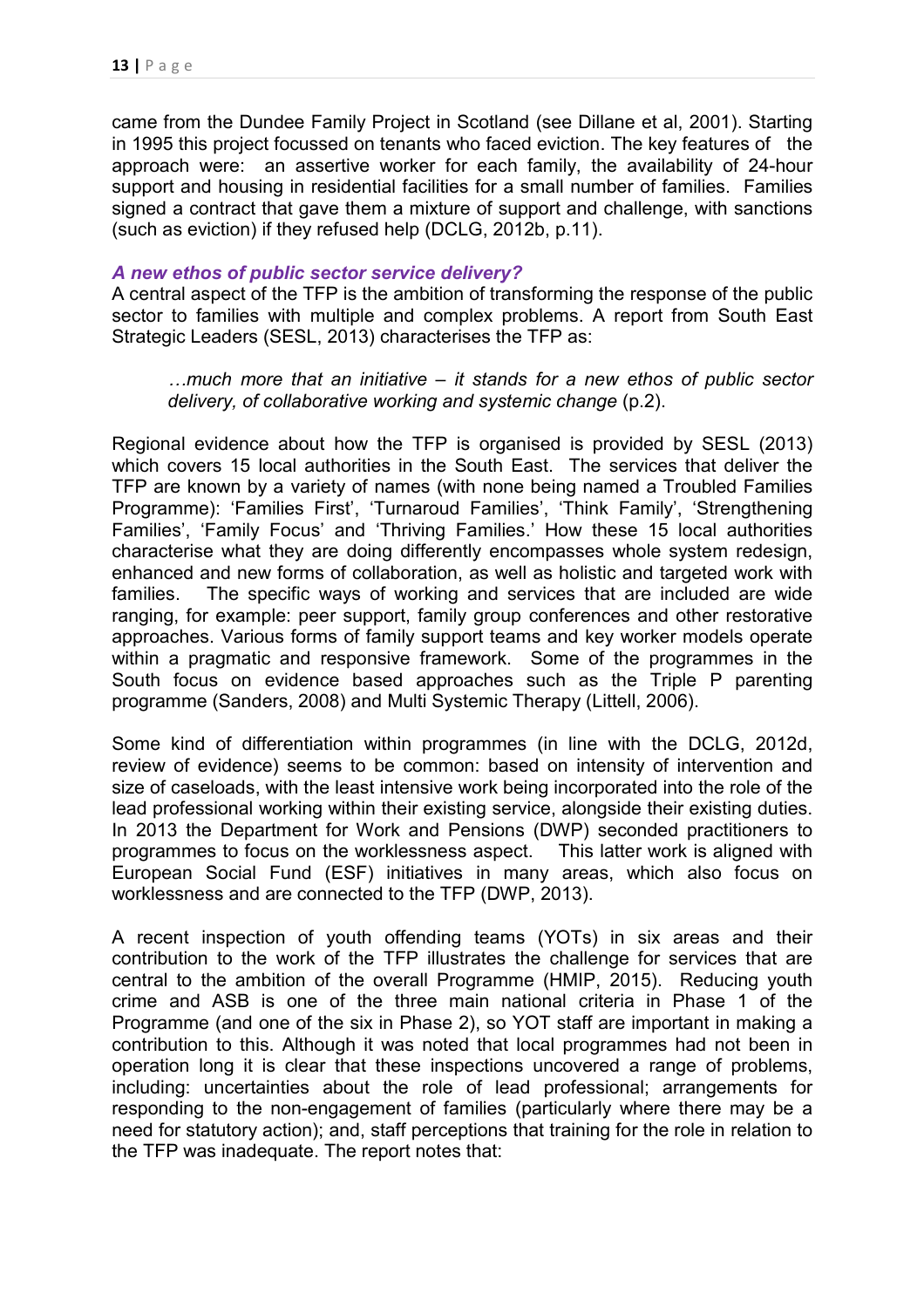came from the Dundee Family Project in Scotland (see Dillane et al, 2001). Starting in 1995 this project focussed on tenants who faced eviction. The key features of the approach were: an assertive worker for each family, the availability of 24-hour support and housing in residential facilities for a small number of families. Families signed a contract that gave them a mixture of support and challenge, with sanctions (such as eviction) if they refused help (DCLG, 2012b, p.11).

### *A new ethos of public sector service delivery?*

A central aspect of the TFP is the ambition of transforming the response of the public sector to families with multiple and complex problems. A report from South East Strategic Leaders (SESL, 2013) characterises the TFP as:

> *…much more that an initiative – it stands for a new ethos of public sector delivery, of collaborative working and systemic change* (p.2).

Regional evidence about how the TFP is organised is provided by SESL (2013) which covers 15 local authorities in the South East. The services that deliver the TFP are known by a variety of names (with none being named a Troubled Families Programme): 'Families First', 'Turnaroud Families', 'Think Family', 'Strengthening Families', 'Family Focus' and 'Thriving Families.' How these 15 local authorities characterise what they are doing differently encompasses whole system redesign, enhanced and new forms of collaboration, as well as holistic and targeted work with families. The specific ways of working and services that are included are wide ranging, for example: peer support, family group conferences and other restorative approaches. Various forms of family support teams and key worker models operate within a pragmatic and responsive framework. Some of the programmes in the South focus on evidence based approaches such as the Triple P parenting programme (Sanders, 2008) and Multi Systemic Therapy (Littell, 2006).

Some kind of differentiation within programmes (in line with the DCLG, 2012d, review of evidence) seems to be common: based on intensity of intervention and size of caseloads, with the least intensive work being incorporated into the role of the lead professional working within their existing service, alongside their existing duties. In 2013 the Department for Work and Pensions (DWP) seconded practitioners to programmes to focus on the worklessness aspect. This latter work is aligned with European Social Fund (ESF) initiatives in many areas, which also focus on worklessness and are connected to the TFP (DWP, 2013).

A recent inspection of youth offending teams (YOTs) in six areas and their contribution to the work of the TFP illustrates the challenge for services that are central to the ambition of the overall Programme (HMIP, 2015). Reducing youth crime and ASB is one of the three main national criteria in Phase 1 of the Programme (and one of the six in Phase 2), so YOT staff are important in making a contribution to this. Although it was noted that local programmes had not been in operation long it is clear that these inspections uncovered a range of problems, including: uncertainties about the role of lead professional; arrangements for responding to the non-engagement of families (particularly where there may be a need for statutory action); and, staff perceptions that training for the role in relation to the TFP was inadequate. The report notes that: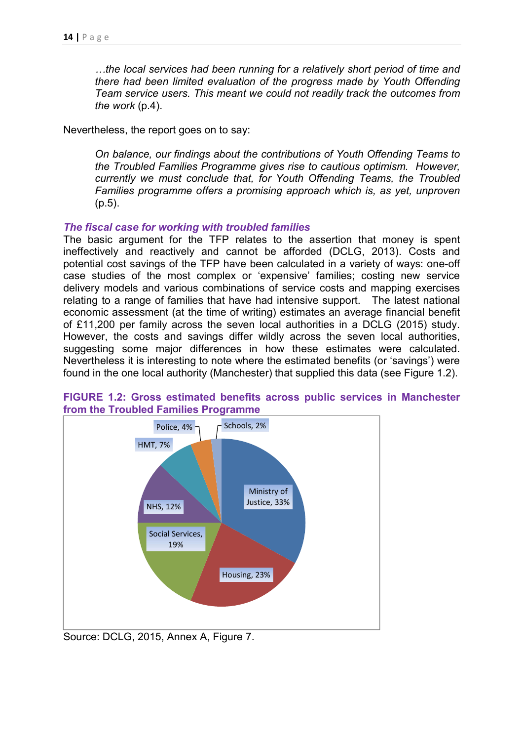*…the local services had been running for a relatively short period of time and there had been limited evaluation of the progress made by Youth Offending Team service users. This meant we could not readily track the outcomes from the work* (p.4).

Nevertheless, the report goes on to say:

*On balance, our findings about the contributions of Youth Offending Teams to the Troubled Families Programme gives rise to cautious optimism. However, currently we must conclude that, for Youth Offending Teams, the Troubled Families programme offers a promising approach which is, as yet, unproven* (p.5).

### *The fiscal case for working with troubled families*

The basic argument for the TFP relates to the assertion that money is spent ineffectively and reactively and cannot be afforded (DCLG, 2013). Costs and potential cost savings of the TFP have been calculated in a variety of ways: one-off case studies of the most complex or 'expensive' families; costing new service delivery models and various combinations of service costs and mapping exercises relating to a range of families that have had intensive support. The latest national economic assessment (at the time of writing) estimates an average financial benefit of £11,200 per family across the seven local authorities in a DCLG (2015) study. However, the costs and savings differ wildly across the seven local authorities, suggesting some major differences in how these estimates were calculated. Nevertheless it is interesting to note where the estimated benefits (or 'savings') were found in the one local authority (Manchester) that supplied this data (see Figure 1.2).

**FIGURE 1.2: Gross estimated benefits across public services in Manchester from the Troubled Families Programme**

| Service | Share |
|---|---|
| Ministry of Justice | 33% |
| Housing | 23% |
| Social Services | 19% |
| NHS | 12% |
| HMT | 7% |
| Police | 4% |
| Schools | 2% |

Source: DCLG, 2015, Annex A, Figure 7.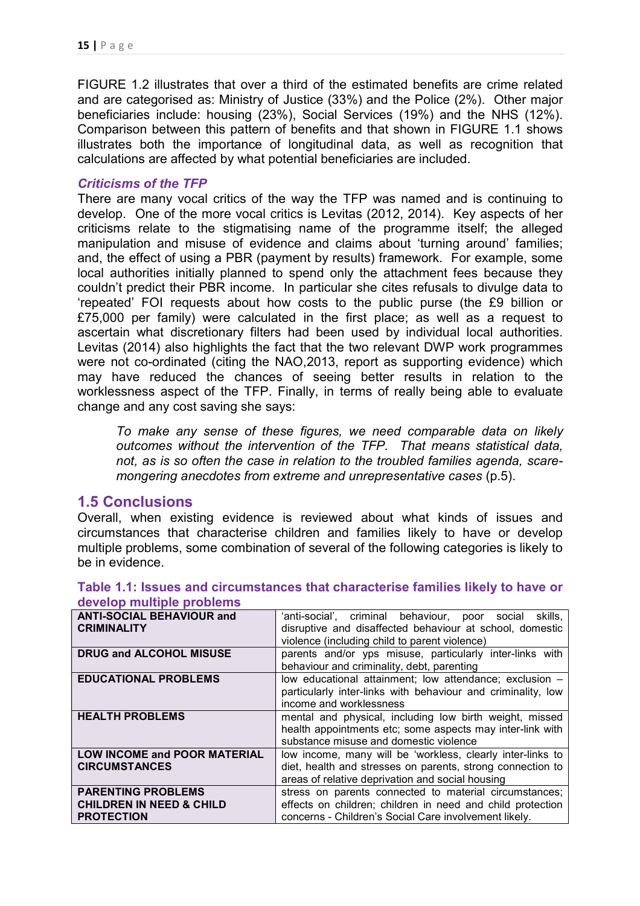FIGURE 1.2 illustrates that over a third of the estimated benefits are crime related and are categorised as: Ministry of Justice (33%) and the Police (2%). Other major beneficiaries include: housing (23%), Social Services (19%) and the NHS (12%). Comparison between this pattern of benefits and that shown in FIGURE 1.1 shows illustrates both the importance of longitudinal data, as well as recognition that calculations are affected by what potential beneficiaries are included.

### *Criticisms of the TFP*

There are many vocal critics of the way the TFP was named and is continuing to develop. One of the more vocal critics is Levitas (2012, 2014). Key aspects of her criticisms relate to the stigmatising name of the programme itself; the alleged manipulation and misuse of evidence and claims about 'turning around' families; and, the effect of using a PBR (payment by results) framework. For example, some local authorities initially planned to spend only the attachment fees because they couldn't predict their PBR income. In particular she cites refusals to divulge data to 'repeated' FOI requests about how costs to the public purse (the £9 billion or £75,000 per family) were calculated in the first place; as well as a request to ascertain what discretionary filters had been used by individual local authorities. Levitas (2014) also highlights the fact that the two relevant DWP work programmes were not co-ordinated (citing the NAO,2013, report as supporting evidence) which may have reduced the chances of seeing better results in relation to the worklessness aspect of the TFP. Finally, in terms of really being able to evaluate change and any cost saving she says:

> *To make any sense of these figures, we need comparable data on likely outcomes without the intervention of the TFP. That means statistical data, not, as is so often the case in relation to the troubled families agenda, scare-mongering anecdotes from extreme and unrepresentative cases* (p.5).

## 1.5 Conclusions

Overall, when existing evidence is reviewed about what kinds of issues and circumstances that characterise children and families likely to have or develop multiple problems, some combination of several of the following categories is likely to be in evidence.

**Table 1.1: Issues and circumstances that characterise families likely to have or develop multiple problems**

| | |
|---|---|
| **ANTI-SOCIAL BEHAVIOUR and CRIMINALITY** | 'anti-social', criminal behaviour, poor social skills, disruptive and disaffected behaviour at school, domestic violence (including child to parent violence) |
| **DRUG and ALCOHOL MISUSE** | parents and/or yps misuse, particularly inter-links with behaviour and criminality, debt, parenting |
| **EDUCATIONAL PROBLEMS** | low educational attainment; low attendance; exclusion – particularly inter-links with behaviour and criminality, low income and worklessness |
| **HEALTH PROBLEMS** | mental and physical, including low birth weight, missed health appointments etc; some aspects may inter-link with substance misuse and domestic violence |
| **LOW INCOME and POOR MATERIAL CIRCUMSTANCES** | low income, many will be 'workless, clearly inter-links to diet, health and stresses on parents, strong connection to areas of relative deprivation and social housing |
| **PARENTING PROBLEMS CHILDREN IN NEED & CHILD PROTECTION** | stress on parents connected to material circumstances; effects on children; children in need and child protection concerns - Children's Social Care involvement likely. |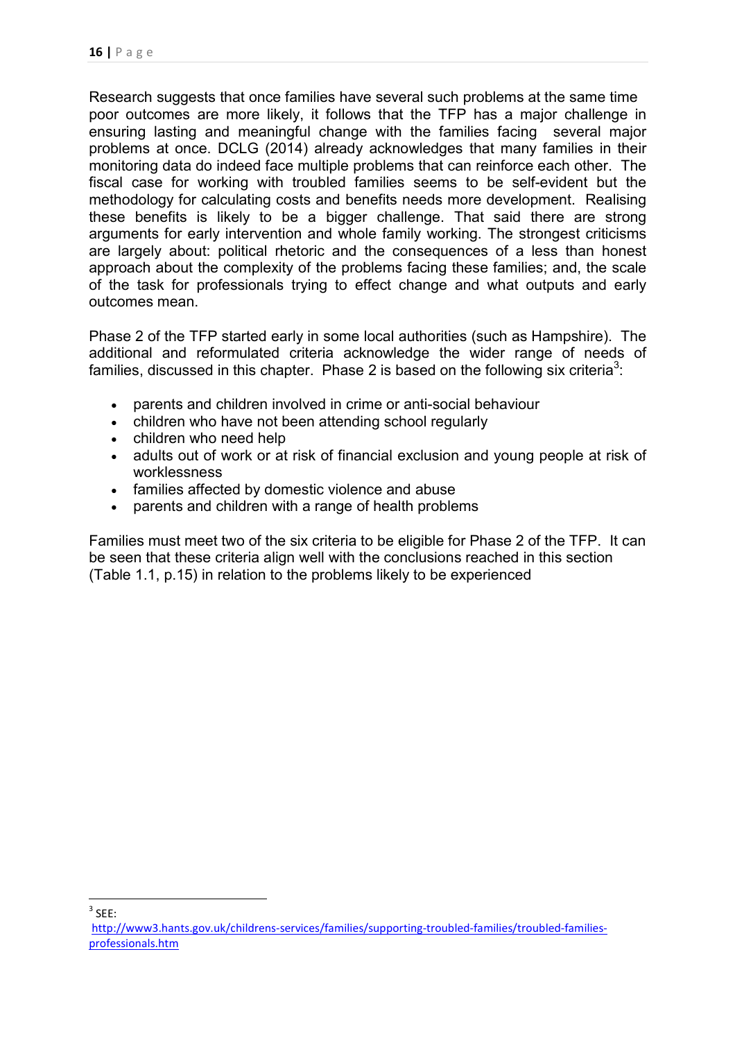Research suggests that once families have several such problems at the same time poor outcomes are more likely, it follows that the TFP has a major challenge in ensuring lasting and meaningful change with the families facing several major problems at once. DCLG (2014) already acknowledges that many families in their monitoring data do indeed face multiple problems that can reinforce each other. The fiscal case for working with troubled families seems to be self-evident but the methodology for calculating costs and benefits needs more development. Realising these benefits is likely to be a bigger challenge. That said there are strong arguments for early intervention and whole family working. The strongest criticisms are largely about: political rhetoric and the consequences of a less than honest approach about the complexity of the problems facing these families; and, the scale of the task for professionals trying to effect change and what outputs and early outcomes mean.

Phase 2 of the TFP started early in some local authorities (such as Hampshire). The additional and reformulated criteria acknowledge the wider range of needs of families, discussed in this chapter. Phase 2 is based on the following six criteria[3]:

- parents and children involved in crime or anti-social behaviour
- children who have not been attending school regularly
- children who need help
- adults out of work or at risk of financial exclusion and young people at risk of worklessness
- families affected by domestic violence and abuse
- parents and children with a range of health problems

Families must meet two of the six criteria to be eligible for Phase 2 of the TFP. It can be seen that these criteria align well with the conclusions reached in this section (Table 1.1, p.15) in relation to the problems likely to be experienced

[3] SEE: http://www3.hants.gov.uk/childrens-services/families/supporting-troubled-families/troubled-families-professionals.htm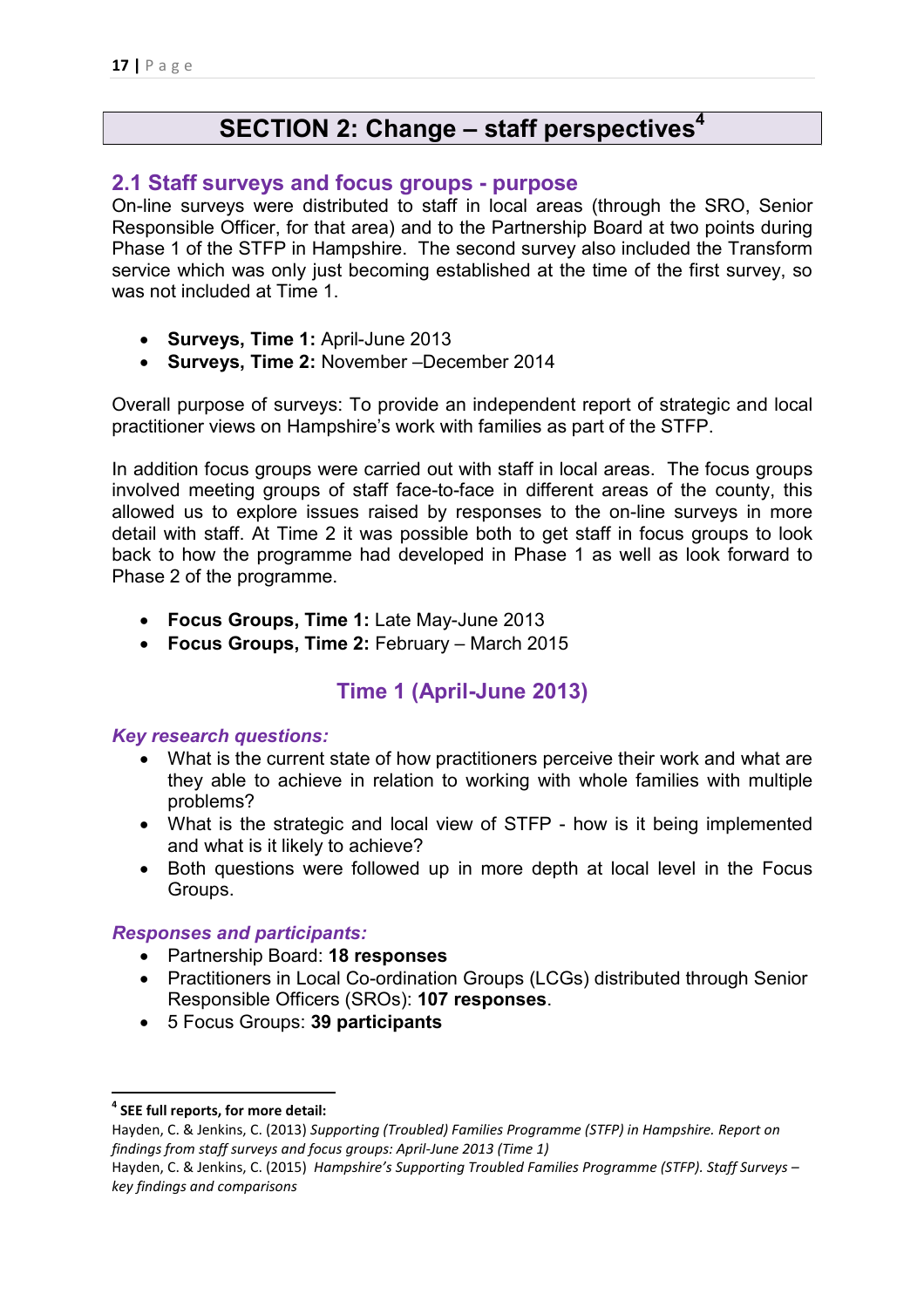# SECTION 2: Change – staff perspectives[4]

## 2.1 Staff surveys and focus groups - purpose

On-line surveys were distributed to staff in local areas (through the SRO, Senior Responsible Officer, for that area) and to the Partnership Board at two points during Phase 1 of the STFP in Hampshire. The second survey also included the Transform service which was only just becoming established at the time of the first survey, so was not included at Time 1.

- **Surveys, Time 1:** April-June 2013
- **Surveys, Time 2:** November –December 2014

Overall purpose of surveys: To provide an independent report of strategic and local practitioner views on Hampshire's work with families as part of the STFP.

In addition focus groups were carried out with staff in local areas. The focus groups involved meeting groups of staff face-to-face in different areas of the county, this allowed us to explore issues raised by responses to the on-line surveys in more detail with staff. At Time 2 it was possible both to get staff in focus groups to look back to how the programme had developed in Phase 1 as well as look forward to Phase 2 of the programme.

- **Focus Groups, Time 1:** Late May-June 2013
- **Focus Groups, Time 2:** February – March 2015

### Time 1 (April-June 2013)

***Key research questions:***

- What is the current state of how practitioners perceive their work and what are they able to achieve in relation to working with whole families with multiple problems?
- What is the strategic and local view of STFP - how is it being implemented and what is it likely to achieve?
- Both questions were followed up in more depth at local level in the Focus Groups.

***Responses and participants:***

- Partnership Board: **18 responses**
- Practitioners in Local Co-ordination Groups (LCGs) distributed through Senior Responsible Officers (SROs): **107 responses**.
- 5 Focus Groups: **39 participants**

---

[4] **SEE full reports, for more detail:**

Hayden, C. & Jenkins, C. (2013) *Supporting (Troubled) Families Programme (STFP) in Hampshire. Report on findings from staff surveys and focus groups: April-June 2013 (Time 1)*

Hayden, C. & Jenkins, C. (2015) *Hampshire's Supporting Troubled Families Programme (STFP). Staff Surveys – key findings and comparisons*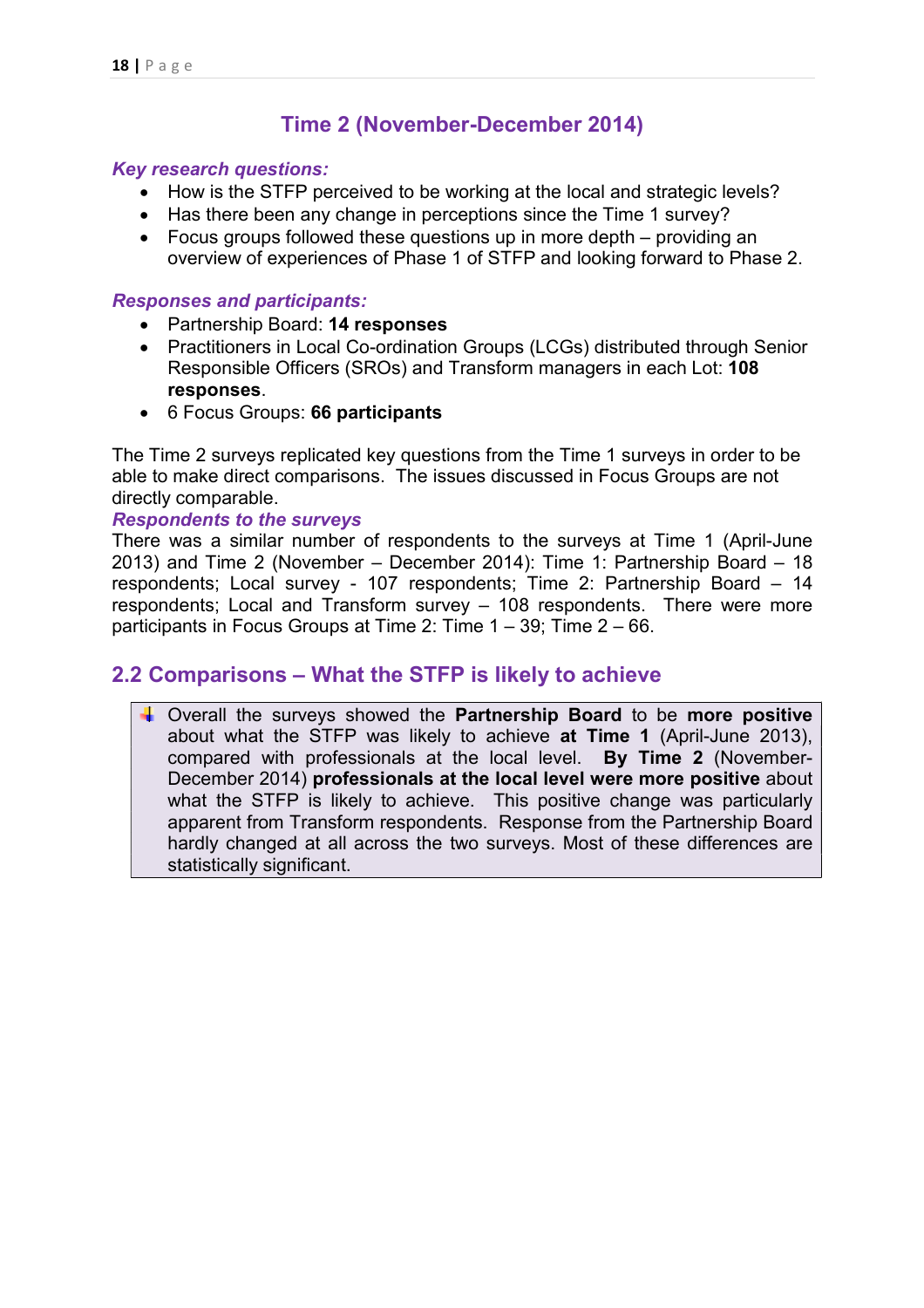## Time 2 (November-December 2014)

***Key research questions:***

- How is the STFP perceived to be working at the local and strategic levels?
- Has there been any change in perceptions since the Time 1 survey?
- Focus groups followed these questions up in more depth – providing an overview of experiences of Phase 1 of STFP and looking forward to Phase 2.

***Responses and participants:***

- Partnership Board: **14 responses**
- Practitioners in Local Co-ordination Groups (LCGs) distributed through Senior Responsible Officers (SROs) and Transform managers in each Lot: **108 responses**.
- 6 Focus Groups: **66 participants**

The Time 2 surveys replicated key questions from the Time 1 surveys in order to be able to make direct comparisons. The issues discussed in Focus Groups are not directly comparable.

***Respondents to the surveys***

There was a similar number of respondents to the surveys at Time 1 (April-June 2013) and Time 2 (November – December 2014): Time 1: Partnership Board – 18 respondents; Local survey - 107 respondents; Time 2: Partnership Board – 14 respondents; Local and Transform survey – 108 respondents. There were more participants in Focus Groups at Time 2: Time 1 – 39; Time 2 – 66.

## 2.2 Comparisons – What the STFP is likely to achieve

- Overall the surveys showed the **Partnership Board** to be **more positive** about what the STFP was likely to achieve **at Time 1** (April-June 2013), compared with professionals at the local level. **By Time 2** (November-December 2014) **professionals at the local level were more positive** about what the STFP is likely to achieve. This positive change was particularly apparent from Transform respondents. Response from the Partnership Board hardly changed at all across the two surveys. Most of these differences are statistically significant.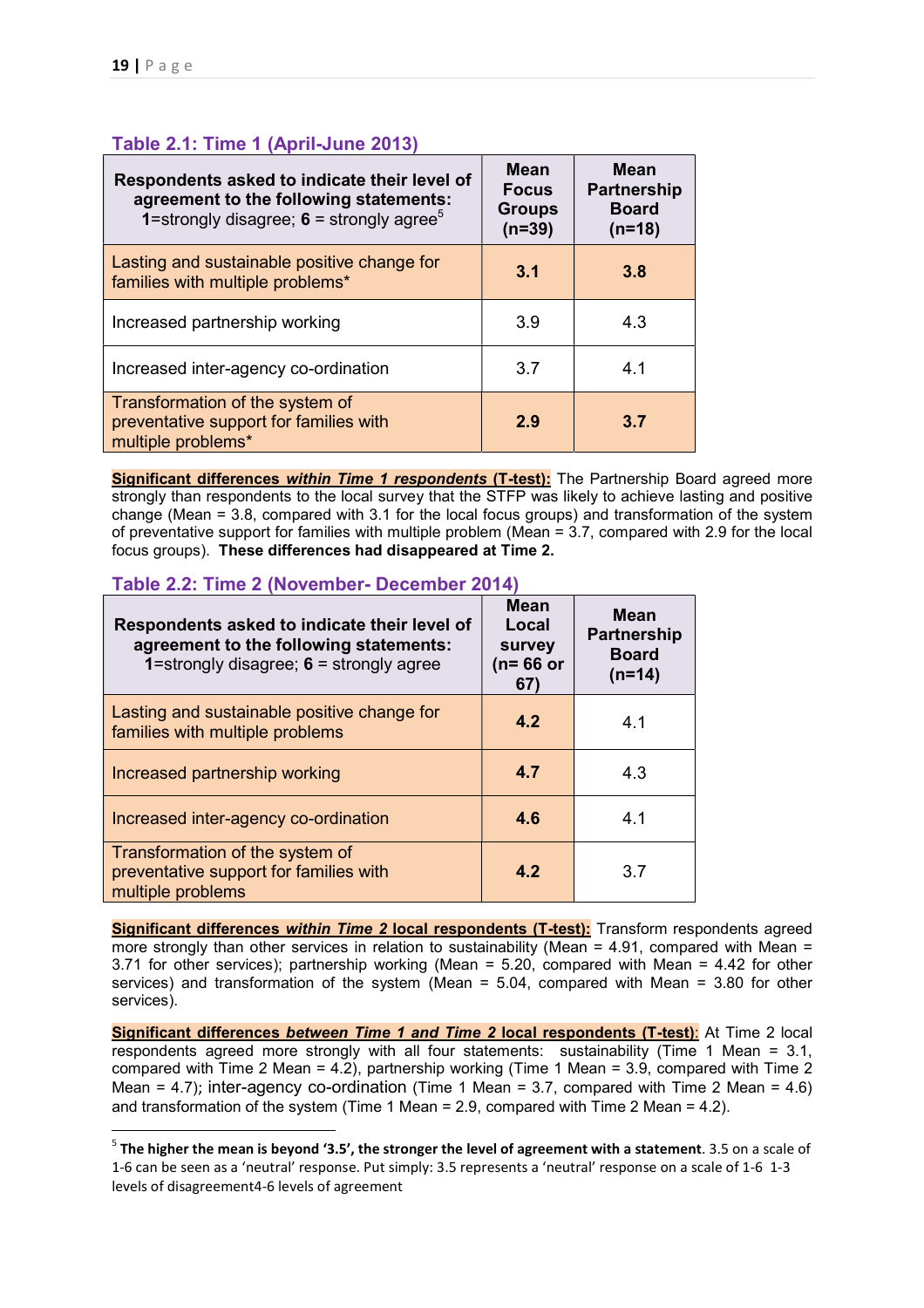### Table 2.1: Time 1 (April-June 2013)

| Respondents asked to indicate their level of agreement to the following statements: **1**=strongly disagree; **6** = strongly agree[5] | Mean Focus Groups (n=39) | Mean Partnership Board (n=18) |
|---|---|---|
| Lasting and sustainable positive change for families with multiple problems* | **3.1** | **3.8** |
| Increased partnership working | 3.9 | 4.3 |
| Increased inter-agency co-ordination | 3.7 | 4.1 |
| Transformation of the system of preventative support for families with multiple problems* | **2.9** | **3.7** |

**Significant differences *within Time 1 respondents* (T-test):** The Partnership Board agreed more strongly than respondents to the local survey that the STFP was likely to achieve lasting and positive change (Mean = 3.8, compared with 3.1 for the local focus groups) and transformation of the system of preventative support for families with multiple problem (Mean = 3.7, compared with 2.9 for the local focus groups). **These differences had disappeared at Time 2.**

### Table 2.2: Time 2 (November- December 2014)

| Respondents asked to indicate their level of agreement to the following statements: **1**=strongly disagree; **6** = strongly agree | Mean Local survey (n= 66 or 67) | Mean Partnership Board (n=14) |
|---|---|---|
| Lasting and sustainable positive change for families with multiple problems | **4.2** | 4.1 |
| Increased partnership working | **4.7** | 4.3 |
| Increased inter-agency co-ordination | **4.6** | 4.1 |
| Transformation of the system of preventative support for families with multiple problems | **4.2** | 3.7 |

**Significant differences *within Time 2* local respondents (T-test):** Transform respondents agreed more strongly than other services in relation to sustainability (Mean = 4.91, compared with Mean = 3.71 for other services); partnership working (Mean = 5.20, compared with Mean = 4.42 for other services) and transformation of the system (Mean = 5.04, compared with Mean = 3.80 for other services).

**Significant differences *between Time 1 and Time 2* local respondents (T-test)**: At Time 2 local respondents agreed more strongly with all four statements: sustainability (Time 1 Mean = 3.1, compared with Time 2 Mean = 4.2), partnership working (Time 1 Mean = 3.9, compared with Time 2 Mean = 4.7); inter-agency co-ordination (Time 1 Mean = 3.7, compared with Time 2 Mean = 4.6) and transformation of the system (Time 1 Mean = 2.9, compared with Time 2 Mean = 4.2).

---

[5] **The higher the mean is beyond '3.5', the stronger the level of agreement with a statement**. 3.5 on a scale of 1-6 can be seen as a 'neutral' response. Put simply: 3.5 represents a 'neutral' response on a scale of 1-6 1-3 levels of disagreement4-6 levels of agreement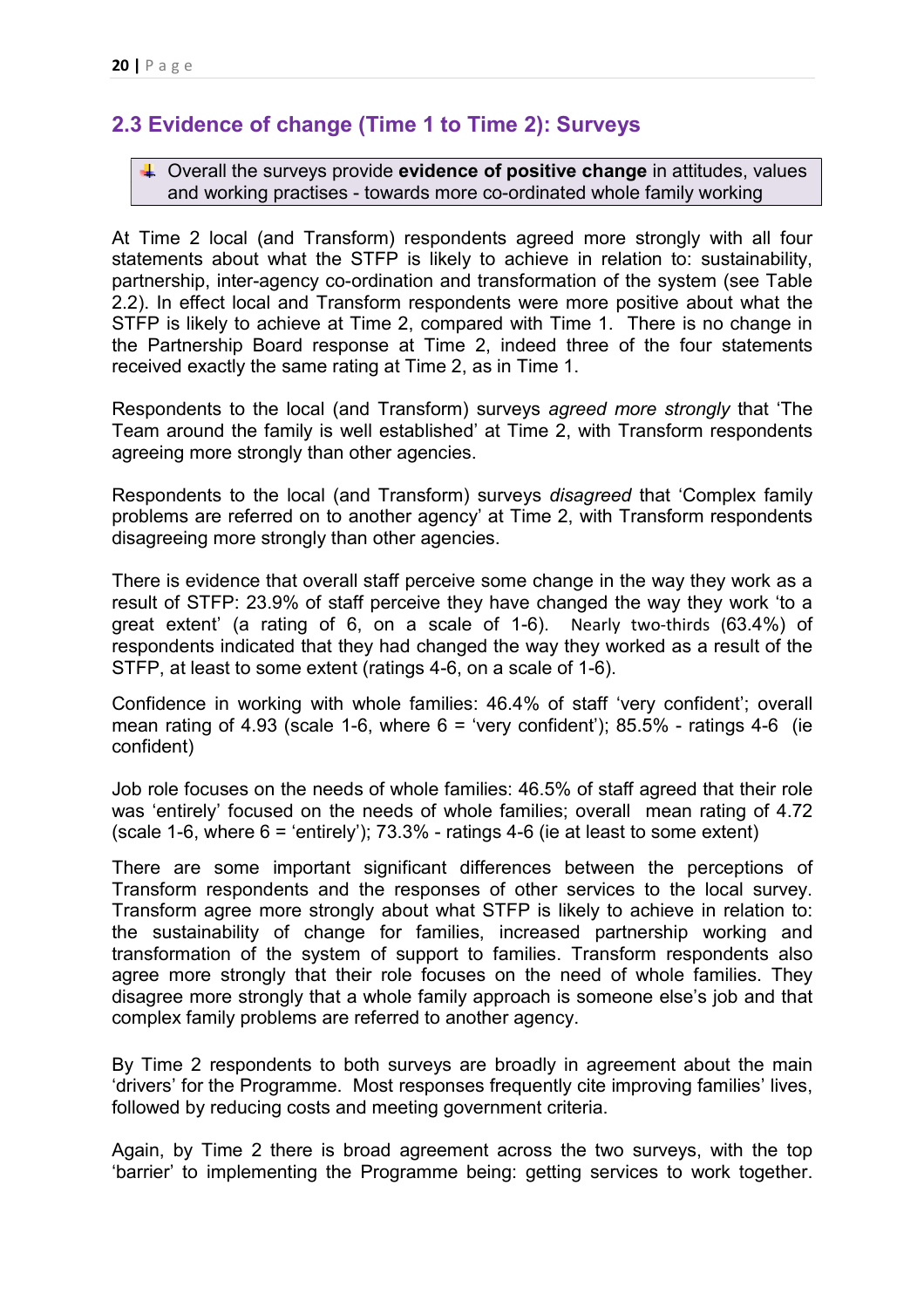## 2.3 Evidence of change (Time 1 to Time 2): Surveys

> Overall the surveys provide **evidence of positive change** in attitudes, values and working practises - towards more co-ordinated whole family working

At Time 2 local (and Transform) respondents agreed more strongly with all four statements about what the STFP is likely to achieve in relation to: sustainability, partnership, inter-agency co-ordination and transformation of the system (see Table 2.2). In effect local and Transform respondents were more positive about what the STFP is likely to achieve at Time 2, compared with Time 1. There is no change in the Partnership Board response at Time 2, indeed three of the four statements received exactly the same rating at Time 2, as in Time 1.

Respondents to the local (and Transform) surveys *agreed more strongly* that 'The Team around the family is well established' at Time 2, with Transform respondents agreeing more strongly than other agencies.

Respondents to the local (and Transform) surveys *disagreed* that 'Complex family problems are referred on to another agency' at Time 2, with Transform respondents disagreeing more strongly than other agencies.

There is evidence that overall staff perceive some change in the way they work as a result of STFP: 23.9% of staff perceive they have changed the way they work 'to a great extent' (a rating of 6, on a scale of 1-6). Nearly two-thirds (63.4%) of respondents indicated that they had changed the way they worked as a result of the STFP, at least to some extent (ratings 4-6, on a scale of 1-6).

Confidence in working with whole families: 46.4% of staff 'very confident'; overall mean rating of 4.93 (scale 1-6, where 6 = 'very confident'); 85.5% - ratings 4-6 (ie confident)

Job role focuses on the needs of whole families: 46.5% of staff agreed that their role was 'entirely' focused on the needs of whole families; overall mean rating of 4.72 (scale 1-6, where 6 = 'entirely'); 73.3% - ratings 4-6 (ie at least to some extent)

There are some important significant differences between the perceptions of Transform respondents and the responses of other services to the local survey. Transform agree more strongly about what STFP is likely to achieve in relation to: the sustainability of change for families, increased partnership working and transformation of the system of support to families. Transform respondents also agree more strongly that their role focuses on the need of whole families. They disagree more strongly that a whole family approach is someone else's job and that complex family problems are referred to another agency.

By Time 2 respondents to both surveys are broadly in agreement about the main 'drivers' for the Programme. Most responses frequently cite improving families' lives, followed by reducing costs and meeting government criteria.

Again, by Time 2 there is broad agreement across the two surveys, with the top 'barrier' to implementing the Programme being: getting services to work together.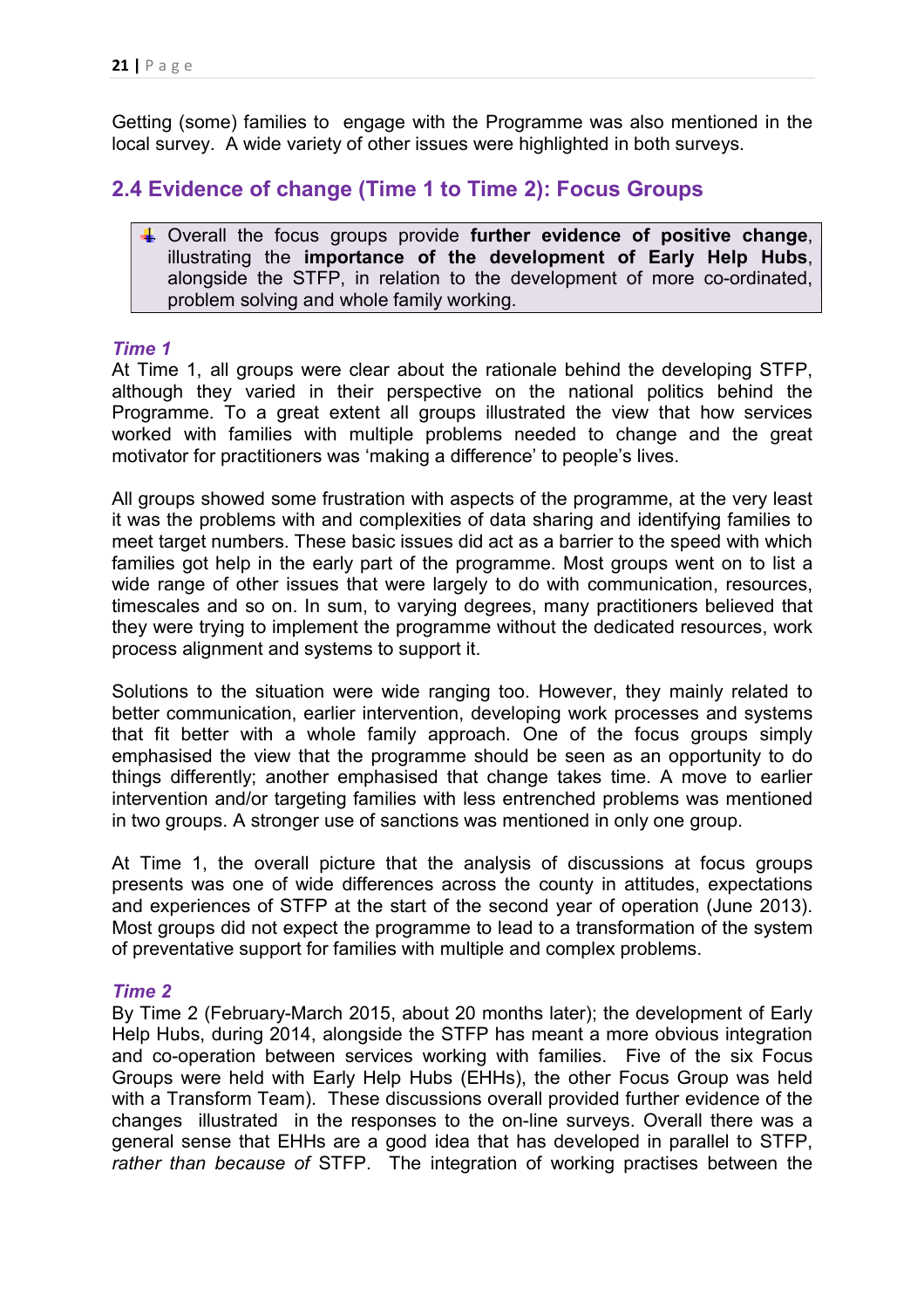Getting (some) families to engage with the Programme was also mentioned in the local survey. A wide variety of other issues were highlighted in both surveys.

## 2.4 Evidence of change (Time 1 to Time 2): Focus Groups

- Overall the focus groups provide **further evidence of positive change**, illustrating the **importance of the development of Early Help Hubs**, alongside the STFP, in relation to the development of more co-ordinated, problem solving and whole family working.

### *Time 1*

At Time 1, all groups were clear about the rationale behind the developing STFP, although they varied in their perspective on the national politics behind the Programme. To a great extent all groups illustrated the view that how services worked with families with multiple problems needed to change and the great motivator for practitioners was 'making a difference' to people's lives.

All groups showed some frustration with aspects of the programme, at the very least it was the problems with and complexities of data sharing and identifying families to meet target numbers. These basic issues did act as a barrier to the speed with which families got help in the early part of the programme. Most groups went on to list a wide range of other issues that were largely to do with communication, resources, timescales and so on. In sum, to varying degrees, many practitioners believed that they were trying to implement the programme without the dedicated resources, work process alignment and systems to support it.

Solutions to the situation were wide ranging too. However, they mainly related to better communication, earlier intervention, developing work processes and systems that fit better with a whole family approach. One of the focus groups simply emphasised the view that the programme should be seen as an opportunity to do things differently; another emphasised that change takes time. A move to earlier intervention and/or targeting families with less entrenched problems was mentioned in two groups. A stronger use of sanctions was mentioned in only one group.

At Time 1, the overall picture that the analysis of discussions at focus groups presents was one of wide differences across the county in attitudes, expectations and experiences of STFP at the start of the second year of operation (June 2013). Most groups did not expect the programme to lead to a transformation of the system of preventative support for families with multiple and complex problems.

### *Time 2*

By Time 2 (February-March 2015, about 20 months later); the development of Early Help Hubs, during 2014, alongside the STFP has meant a more obvious integration and co-operation between services working with families. Five of the six Focus Groups were held with Early Help Hubs (EHHs), the other Focus Group was held with a Transform Team). These discussions overall provided further evidence of the changes illustrated in the responses to the on-line surveys. Overall there was a general sense that EHHs are a good idea that has developed in parallel to STFP, *rather than because of* STFP. The integration of working practises between the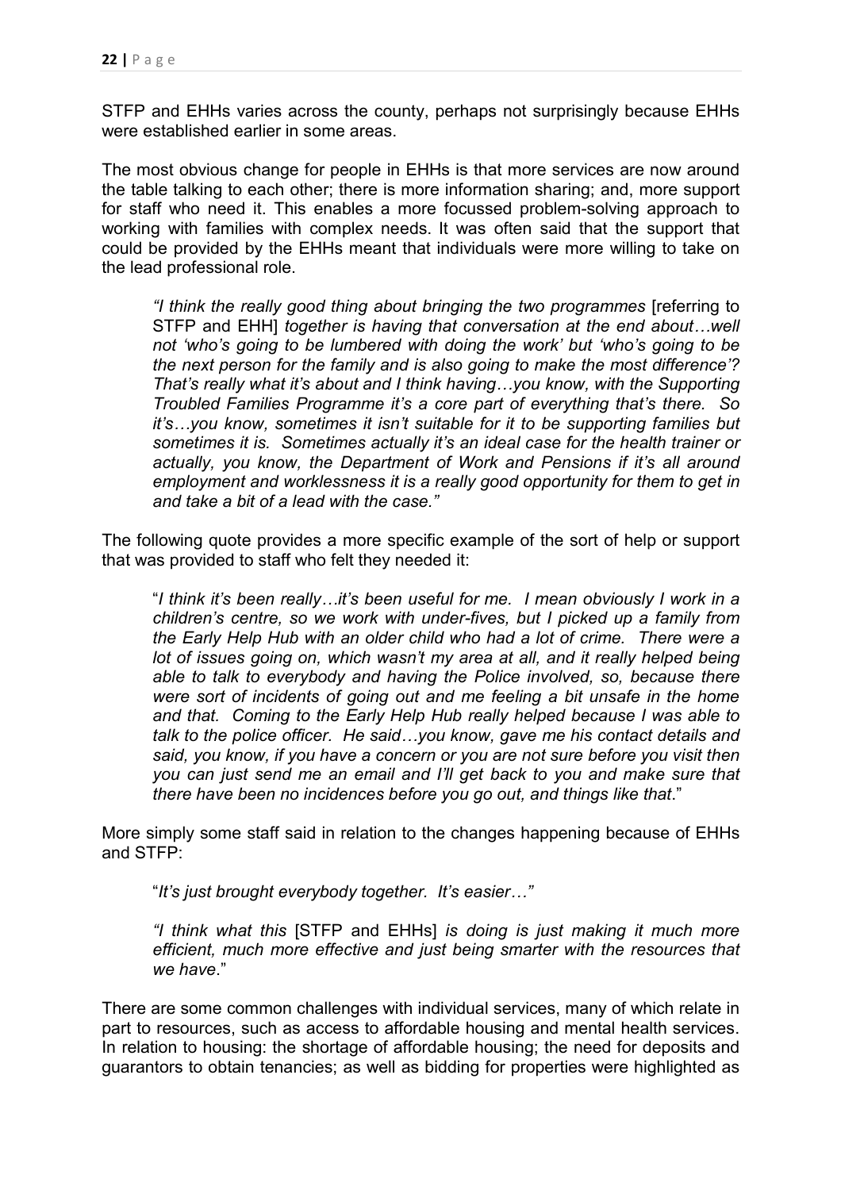STFP and EHHs varies across the county, perhaps not surprisingly because EHHs were established earlier in some areas.

The most obvious change for people in EHHs is that more services are now around the table talking to each other; there is more information sharing; and, more support for staff who need it. This enables a more focussed problem-solving approach to working with families with complex needs. It was often said that the support that could be provided by the EHHs meant that individuals were more willing to take on the lead professional role.

> *"I think the really good thing about bringing the two programmes* [referring to STFP and EHH] *together is having that conversation at the end about…well not 'who's going to be lumbered with doing the work' but 'who's going to be the next person for the family and is also going to make the most difference'? That's really what it's about and I think having…you know, with the Supporting Troubled Families Programme it's a core part of everything that's there. So it's…you know, sometimes it isn't suitable for it to be supporting families but sometimes it is. Sometimes actually it's an ideal case for the health trainer or actually, you know, the Department of Work and Pensions if it's all around employment and worklessness it is a really good opportunity for them to get in and take a bit of a lead with the case."*

The following quote provides a more specific example of the sort of help or support that was provided to staff who felt they needed it:

> "*I think it's been really…it's been useful for me. I mean obviously I work in a children's centre, so we work with under-fives, but I picked up a family from the Early Help Hub with an older child who had a lot of crime. There were a lot of issues going on, which wasn't my area at all, and it really helped being able to talk to everybody and having the Police involved, so, because there were sort of incidents of going out and me feeling a bit unsafe in the home and that. Coming to the Early Help Hub really helped because I was able to talk to the police officer. He said…you know, gave me his contact details and said, you know, if you have a concern or you are not sure before you visit then you can just send me an email and I'll get back to you and make sure that there have been no incidences before you go out, and things like that*."

More simply some staff said in relation to the changes happening because of EHHs and STFP:

> "*It's just brought everybody together. It's easier…"*

> *"I think what this* [STFP and EHHs] *is doing is just making it much more efficient, much more effective and just being smarter with the resources that we have*."

There are some common challenges with individual services, many of which relate in part to resources, such as access to affordable housing and mental health services. In relation to housing: the shortage of affordable housing; the need for deposits and guarantors to obtain tenancies; as well as bidding for properties were highlighted as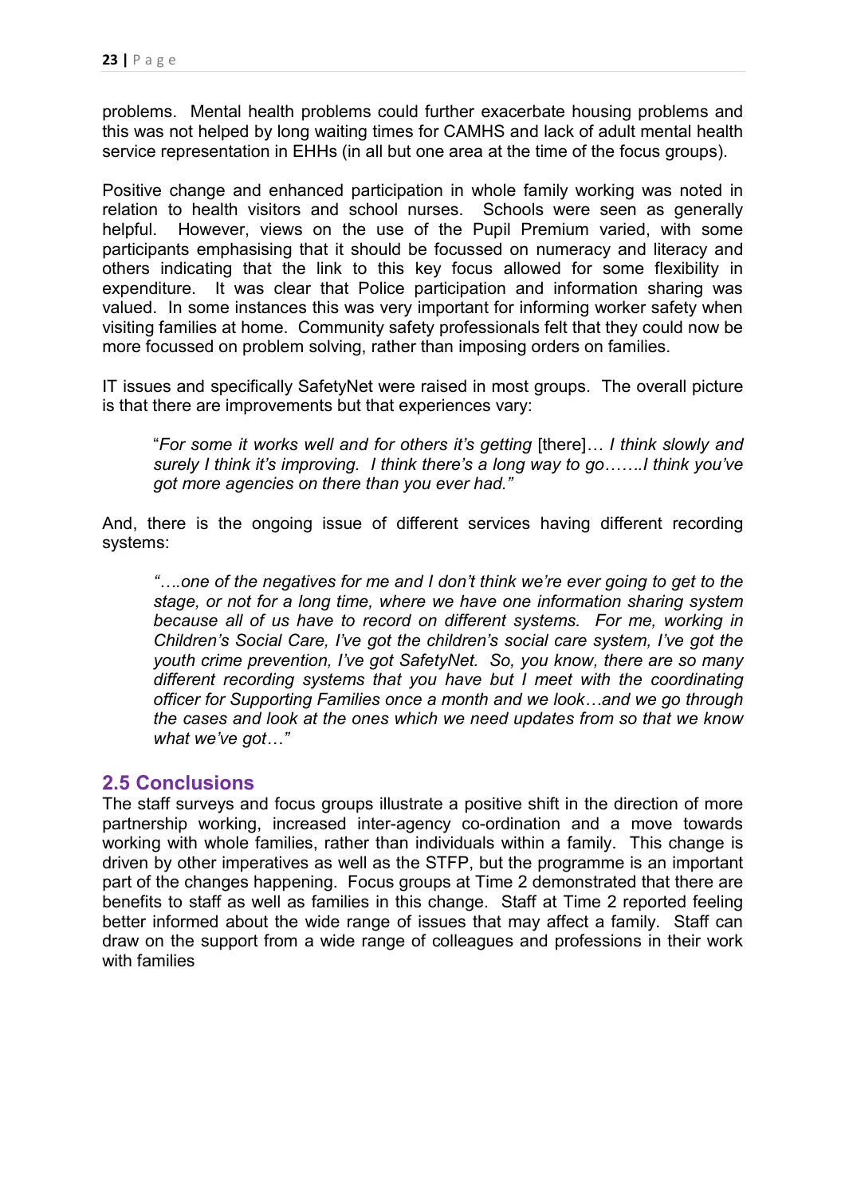problems. Mental health problems could further exacerbate housing problems and this was not helped by long waiting times for CAMHS and lack of adult mental health service representation in EHHs (in all but one area at the time of the focus groups).

Positive change and enhanced participation in whole family working was noted in relation to health visitors and school nurses. Schools were seen as generally helpful. However, views on the use of the Pupil Premium varied, with some participants emphasising that it should be focussed on numeracy and literacy and others indicating that the link to this key focus allowed for some flexibility in expenditure. It was clear that Police participation and information sharing was valued. In some instances this was very important for informing worker safety when visiting families at home. Community safety professionals felt that they could now be more focussed on problem solving, rather than imposing orders on families.

IT issues and specifically SafetyNet were raised in most groups. The overall picture is that there are improvements but that experiences vary:

> "*For some it works well and for others it's getting* [there]*… I think slowly and surely I think it's improving. I think there's a long way to go…….I think you've got more agencies on there than you ever had."*

And, there is the ongoing issue of different services having different recording systems:

> *"….one of the negatives for me and I don't think we're ever going to get to the stage, or not for a long time, where we have one information sharing system because all of us have to record on different systems. For me, working in Children's Social Care, I've got the children's social care system, I've got the youth crime prevention, I've got SafetyNet. So, you know, there are so many different recording systems that you have but I meet with the coordinating officer for Supporting Families once a month and we look…and we go through the cases and look at the ones which we need updates from so that we know what we've got…"*

## 2.5 Conclusions

The staff surveys and focus groups illustrate a positive shift in the direction of more partnership working, increased inter-agency co-ordination and a move towards working with whole families, rather than individuals within a family. This change is driven by other imperatives as well as the STFP, but the programme is an important part of the changes happening. Focus groups at Time 2 demonstrated that there are benefits to staff as well as families in this change. Staff at Time 2 reported feeling better informed about the wide range of issues that may affect a family. Staff can draw on the support from a wide range of colleagues and professions in their work with families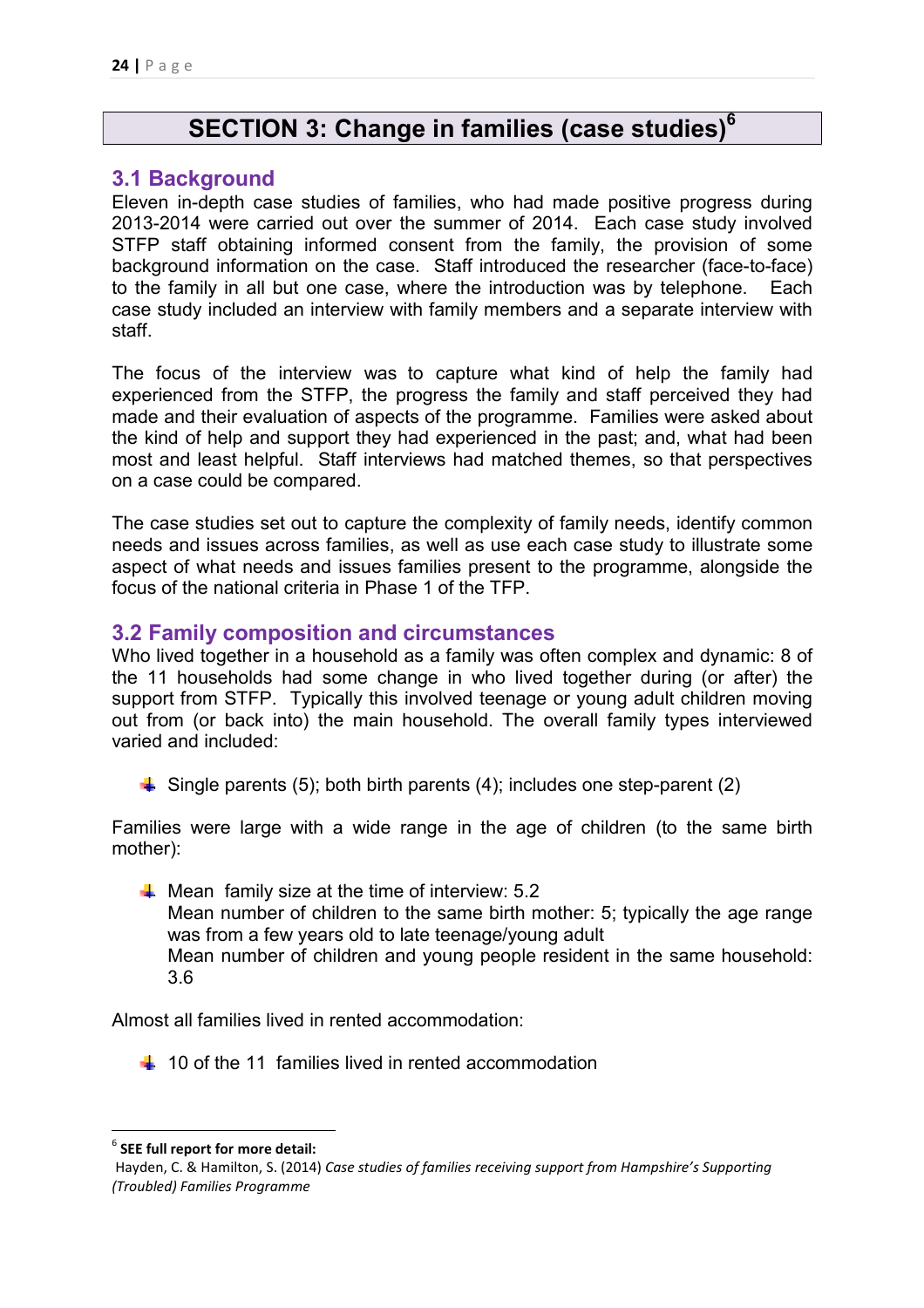# SECTION 3: Change in families (case studies)[6]

## 3.1 Background

Eleven in-depth case studies of families, who had made positive progress during 2013-2014 were carried out over the summer of 2014. Each case study involved STFP staff obtaining informed consent from the family, the provision of some background information on the case. Staff introduced the researcher (face-to-face) to the family in all but one case, where the introduction was by telephone. Each case study included an interview with family members and a separate interview with staff.

The focus of the interview was to capture what kind of help the family had experienced from the STFP, the progress the family and staff perceived they had made and their evaluation of aspects of the programme. Families were asked about the kind of help and support they had experienced in the past; and, what had been most and least helpful. Staff interviews had matched themes, so that perspectives on a case could be compared.

The case studies set out to capture the complexity of family needs, identify common needs and issues across families, as well as use each case study to illustrate some aspect of what needs and issues families present to the programme, alongside the focus of the national criteria in Phase 1 of the TFP.

## 3.2 Family composition and circumstances

Who lived together in a household as a family was often complex and dynamic: 8 of the 11 households had some change in who lived together during (or after) the support from STFP. Typically this involved teenage or young adult children moving out from (or back into) the main household. The overall family types interviewed varied and included:

- Single parents (5); both birth parents (4); includes one step-parent (2)

Families were large with a wide range in the age of children (to the same birth mother):

- Mean family size at the time of interview: 5.2
  Mean number of children to the same birth mother: 5; typically the age range was from a few years old to late teenage/young adult
  Mean number of children and young people resident in the same household: 3.6

Almost all families lived in rented accommodation:

- 10 of the 11 families lived in rented accommodation

---

[6] **SEE full report for more detail:**
Hayden, C. & Hamilton, S. (2014) *Case studies of families receiving support from Hampshire's Supporting (Troubled) Families Programme*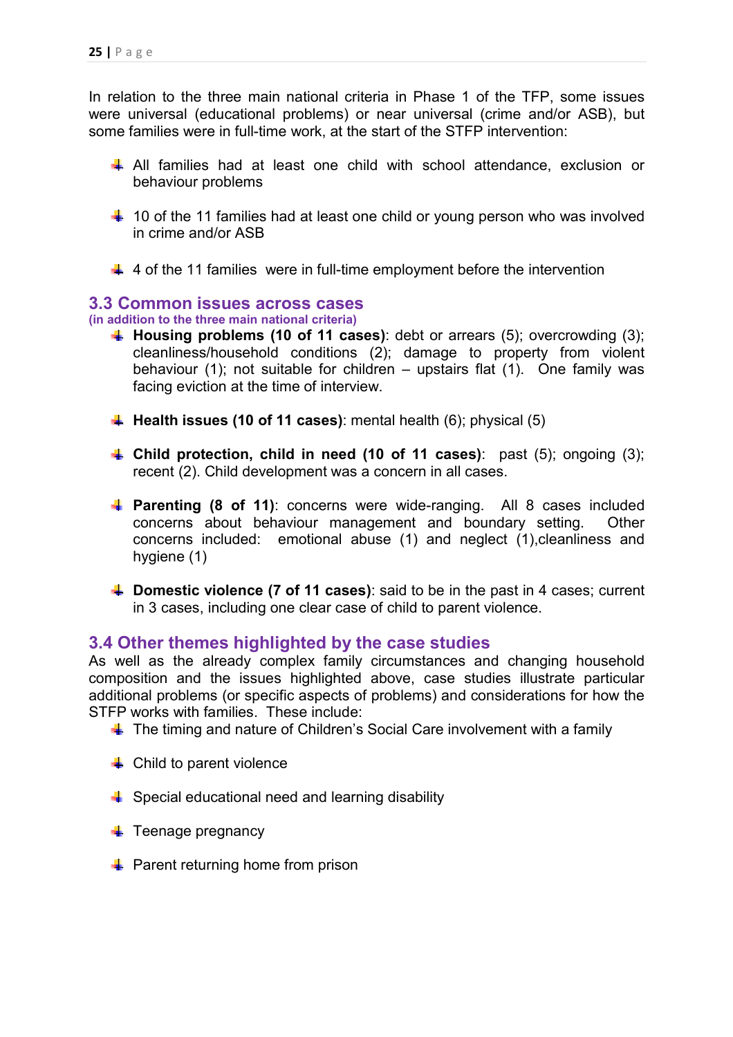In relation to the three main national criteria in Phase 1 of the TFP, some issues were universal (educational problems) or near universal (crime and/or ASB), but some families were in full-time work, at the start of the STFP intervention:

- All families had at least one child with school attendance, exclusion or behaviour problems
- 10 of the 11 families had at least one child or young person who was involved in crime and/or ASB
- 4 of the 11 families were in full-time employment before the intervention

## 3.3 Common issues across cases

**(in addition to the three main national criteria)**

- **Housing problems (10 of 11 cases)**: debt or arrears (5); overcrowding (3); cleanliness/household conditions (2); damage to property from violent behaviour (1); not suitable for children – upstairs flat (1). One family was facing eviction at the time of interview.
- **Health issues (10 of 11 cases)**: mental health (6); physical (5)
- **Child protection, child in need (10 of 11 cases)**: past (5); ongoing (3); recent (2). Child development was a concern in all cases.
- **Parenting (8 of 11)**: concerns were wide-ranging. All 8 cases included concerns about behaviour management and boundary setting. Other concerns included: emotional abuse (1) and neglect (1),cleanliness and hygiene (1)
- **Domestic violence (7 of 11 cases)**: said to be in the past in 4 cases; current in 3 cases, including one clear case of child to parent violence.

## 3.4 Other themes highlighted by the case studies

As well as the already complex family circumstances and changing household composition and the issues highlighted above, case studies illustrate particular additional problems (or specific aspects of problems) and considerations for how the STFP works with families. These include:

- The timing and nature of Children's Social Care involvement with a family
- Child to parent violence
- Special educational need and learning disability
- Teenage pregnancy
- Parent returning home from prison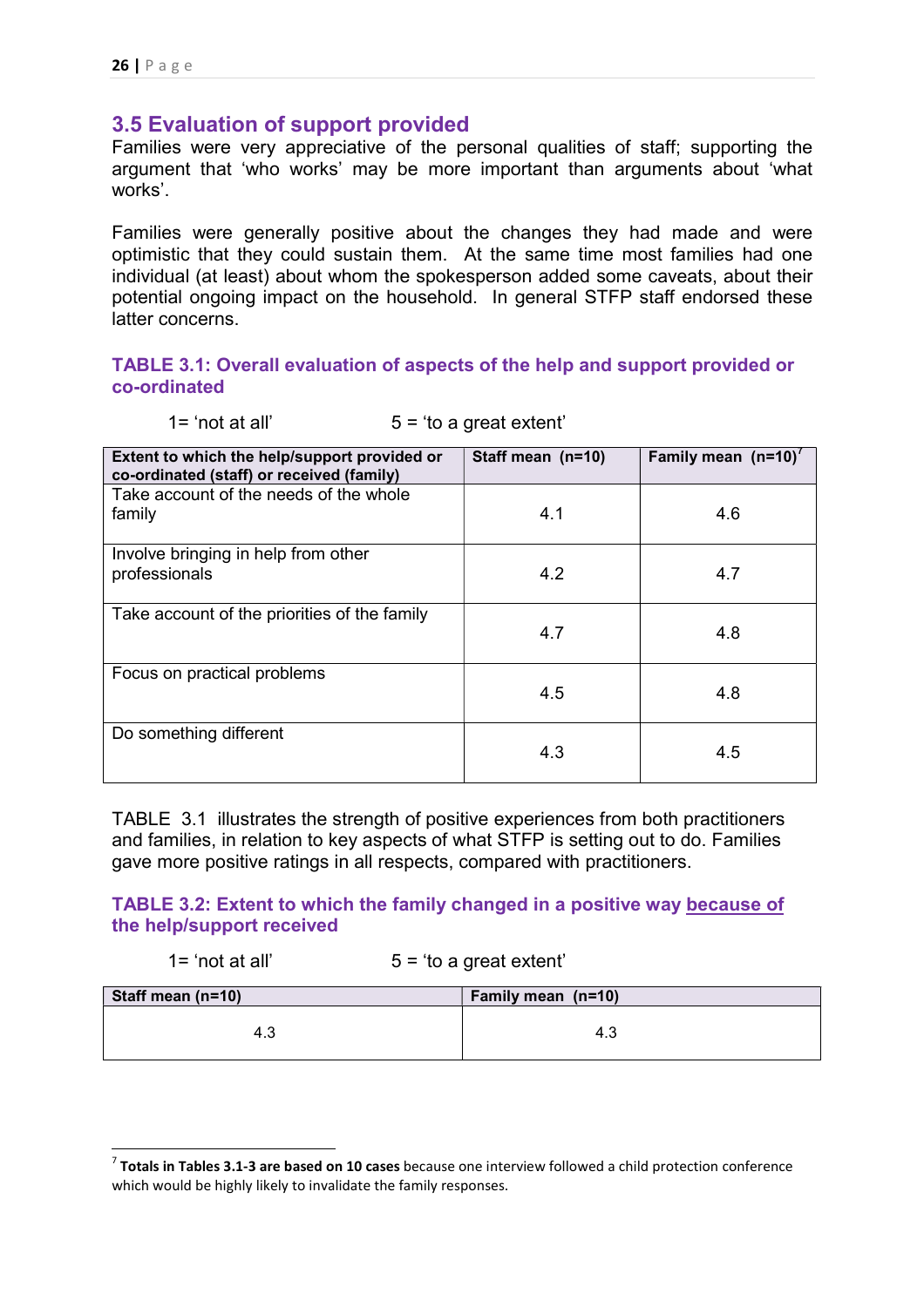## 3.5 Evaluation of support provided

Families were very appreciative of the personal qualities of staff; supporting the argument that 'who works' may be more important than arguments about 'what works'.

Families were generally positive about the changes they had made and were optimistic that they could sustain them. At the same time most families had one individual (at least) about whom the spokesperson added some caveats, about their potential ongoing impact on the household. In general STFP staff endorsed these latter concerns.

### TABLE 3.1: Overall evaluation of aspects of the help and support provided or co-ordinated

1= 'not at all' 5 = 'to a great extent'

| Extent to which the help/support provided or co-ordinated (staff) or received (family) | Staff mean (n=10) | Family mean (n=10)[7] |
|---|---|---|
| Take account of the needs of the whole family | 4.1 | 4.6 |
| Involve bringing in help from other professionals | 4.2 | 4.7 |
| Take account of the priorities of the family | 4.7 | 4.8 |
| Focus on practical problems | 4.5 | 4.8 |
| Do something different | 4.3 | 4.5 |

TABLE 3.1 illustrates the strength of positive experiences from both practitioners and families, in relation to key aspects of what STFP is setting out to do. Families gave more positive ratings in all respects, compared with practitioners.

### TABLE 3.2: Extent to which the family changed in a positive way <u>because of</u> the help/support received

1= 'not at all' 5 = 'to a great extent'

| Staff mean (n=10) | Family mean (n=10) |
|---|---|
| 4.3 | 4.3 |

[7] **Totals in Tables 3.1-3 are based on 10 cases** because one interview followed a child protection conference which would be highly likely to invalidate the family responses.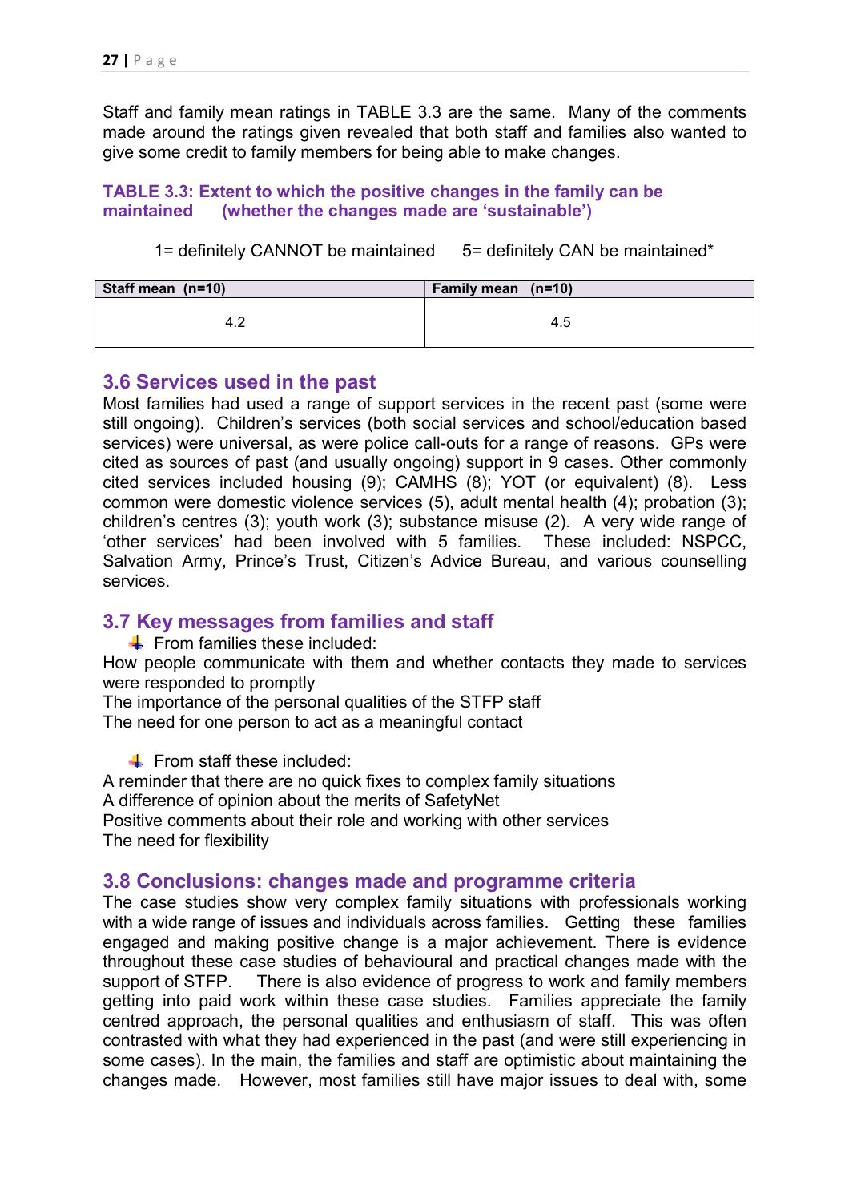Staff and family mean ratings in TABLE 3.3 are the same. Many of the comments made around the ratings given revealed that both staff and families also wanted to give some credit to family members for being able to make changes.

**TABLE 3.3: Extent to which the positive changes in the family can be maintained (whether the changes made are 'sustainable')**

1= definitely CANNOT be maintained 5= definitely CAN be maintained*

| Staff mean (n=10) | Family mean (n=10) |
|---|---|
| 4.2 | 4.5 |

## 3.6 Services used in the past

Most families had used a range of support services in the recent past (some were still ongoing). Children's services (both social services and school/education based services) were universal, as were police call-outs for a range of reasons. GPs were cited as sources of past (and usually ongoing) support in 9 cases. Other commonly cited services included housing (9); CAMHS (8); YOT (or equivalent) (8). Less common were domestic violence services (5), adult mental health (4); probation (3); children's centres (3); youth work (3); substance misuse (2). A very wide range of 'other services' had been involved with 5 families. These included: NSPCC, Salvation Army, Prince's Trust, Citizen's Advice Bureau, and various counselling services.

## 3.7 Key messages from families and staff

- From families these included:

How people communicate with them and whether contacts they made to services were responded to promptly
The importance of the personal qualities of the STFP staff
The need for one person to act as a meaningful contact

- From staff these included:

A reminder that there are no quick fixes to complex family situations
A difference of opinion about the merits of SafetyNet
Positive comments about their role and working with other services
The need for flexibility

## 3.8 Conclusions: changes made and programme criteria

The case studies show very complex family situations with professionals working with a wide range of issues and individuals across families. Getting these families engaged and making positive change is a major achievement. There is evidence throughout these case studies of behavioural and practical changes made with the support of STFP. There is also evidence of progress to work and family members getting into paid work within these case studies. Families appreciate the family centred approach, the personal qualities and enthusiasm of staff. This was often contrasted with what they had experienced in the past (and were still experiencing in some cases). In the main, the families and staff are optimistic about maintaining the changes made. However, most families still have major issues to deal with, some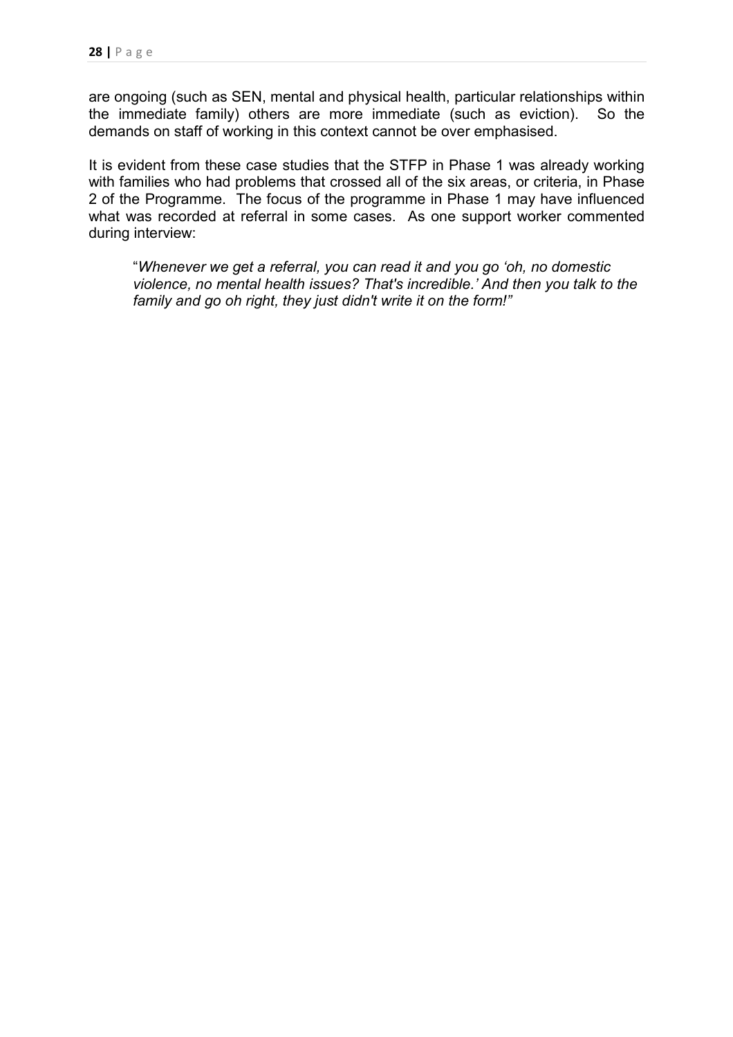are ongoing (such as SEN, mental and physical health, particular relationships within the immediate family) others are more immediate (such as eviction). So the demands on staff of working in this context cannot be over emphasised.

It is evident from these case studies that the STFP in Phase 1 was already working with families who had problems that crossed all of the six areas, or criteria, in Phase 2 of the Programme. The focus of the programme in Phase 1 may have influenced what was recorded at referral in some cases. As one support worker commented during interview:

> "*Whenever we get a referral, you can read it and you go 'oh, no domestic violence, no mental health issues? That's incredible.' And then you talk to the family and go oh right, they just didn't write it on the form!"*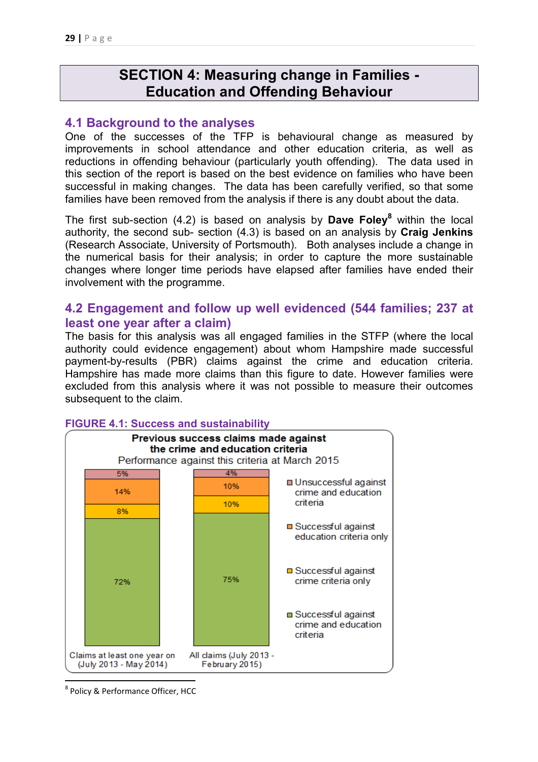# SECTION 4: Measuring change in Families - Education and Offending Behaviour

## 4.1 Background to the analyses

One of the successes of the TFP is behavioural change as measured by improvements in school attendance and other education criteria, as well as reductions in offending behaviour (particularly youth offending). The data used in this section of the report is based on the best evidence on families who have been successful in making changes. The data has been carefully verified, so that some families have been removed from the analysis if there is any doubt about the data.

The first sub-section (4.2) is based on analysis by **Dave Foley**[8] within the local authority, the second sub- section (4.3) is based on an analysis by **Craig Jenkins** (Research Associate, University of Portsmouth). Both analyses include a change in the numerical basis for their analysis; in order to capture the more sustainable changes where longer time periods have elapsed after families have ended their involvement with the programme.

## 4.2 Engagement and follow up well evidenced (544 families; 237 at least one year after a claim)

The basis for this analysis was all engaged families in the STFP (where the local authority could evidence engagement) about whom Hampshire made successful payment-by-results (PBR) claims against the crime and education criteria. Hampshire has made more claims than this figure to date. However families were excluded from this analysis where it was not possible to measure their outcomes subsequent to the claim.

**FIGURE 4.1: Success and sustainability**

**Previous success claims made against the crime and education criteria**
Performance against this criteria at March 2015

| | Claims at least one year on (July 2013 - May 2014) | All claims (July 2013 - February 2015) |
|---|---|---|
| Unsuccessful against crime and education criteria | 5% | 4% |
| Successful against education criteria only | 14% | 10% |
| Successful against crime criteria only | 8% | 10% |
| Successful against crime and education criteria | 72% | 75% |

[8] Policy & Performance Officer, HCC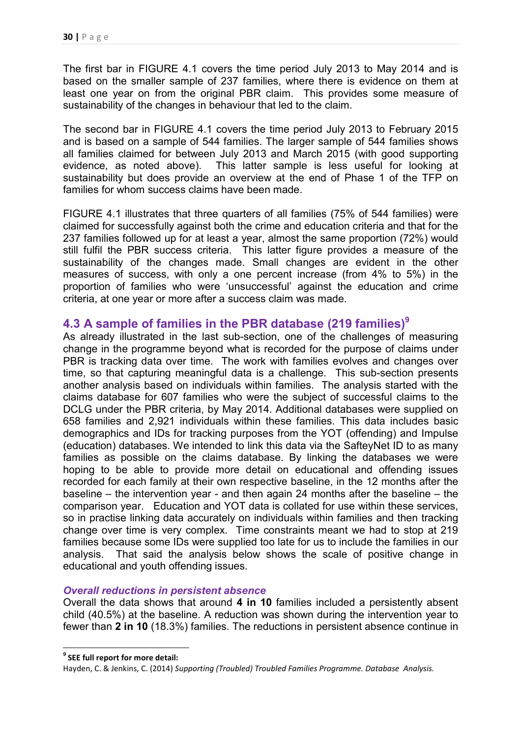The first bar in FIGURE 4.1 covers the time period July 2013 to May 2014 and is based on the smaller sample of 237 families, where there is evidence on them at least one year on from the original PBR claim. This provides some measure of sustainability of the changes in behaviour that led to the claim.

The second bar in FIGURE 4.1 covers the time period July 2013 to February 2015 and is based on a sample of 544 families. The larger sample of 544 families shows all families claimed for between July 2013 and March 2015 (with good supporting evidence, as noted above). This latter sample is less useful for looking at sustainability but does provide an overview at the end of Phase 1 of the TFP on families for whom success claims have been made.

FIGURE 4.1 illustrates that three quarters of all families (75% of 544 families) were claimed for successfully against both the crime and education criteria and that for the 237 families followed up for at least a year, almost the same proportion (72%) would still fulfil the PBR success criteria. This latter figure provides a measure of the sustainability of the changes made. Small changes are evident in the other measures of success, with only a one percent increase (from 4% to 5%) in the proportion of families who were 'unsuccessful' against the education and crime criteria, at one year or more after a success claim was made.

## 4.3 A sample of families in the PBR database (219 families)[9]

As already illustrated in the last sub-section, one of the challenges of measuring change in the programme beyond what is recorded for the purpose of claims under PBR is tracking data over time. The work with families evolves and changes over time, so that capturing meaningful data is a challenge. This sub-section presents another analysis based on individuals within families. The analysis started with the claims database for 607 families who were the subject of successful claims to the DCLG under the PBR criteria, by May 2014. Additional databases were supplied on 658 families and 2,921 individuals within these families. This data includes basic demographics and IDs for tracking purposes from the YOT (offending) and Impulse (education) databases. We intended to link this data via the SafteyNet ID to as many families as possible on the claims database. By linking the databases we were hoping to be able to provide more detail on educational and offending issues recorded for each family at their own respective baseline, in the 12 months after the baseline – the intervention year - and then again 24 months after the baseline – the comparison year. Education and YOT data is collated for use within these services, so in practise linking data accurately on individuals within families and then tracking change over time is very complex. Time constraints meant we had to stop at 219 families because some IDs were supplied too late for us to include the families in our analysis. That said the analysis below shows the scale of positive change in educational and youth offending issues.

### *Overall reductions in persistent absence*

Overall the data shows that around **4 in 10** families included a persistently absent child (40.5%) at the baseline. A reduction was shown during the intervention year to fewer than **2 in 10** (18.3%) families. The reductions in persistent absence continue in

---

[9] **SEE full report for more detail:**
Hayden, C. & Jenkins, C. (2014) *Supporting (Troubled) Troubled Families Programme. Database Analysis.*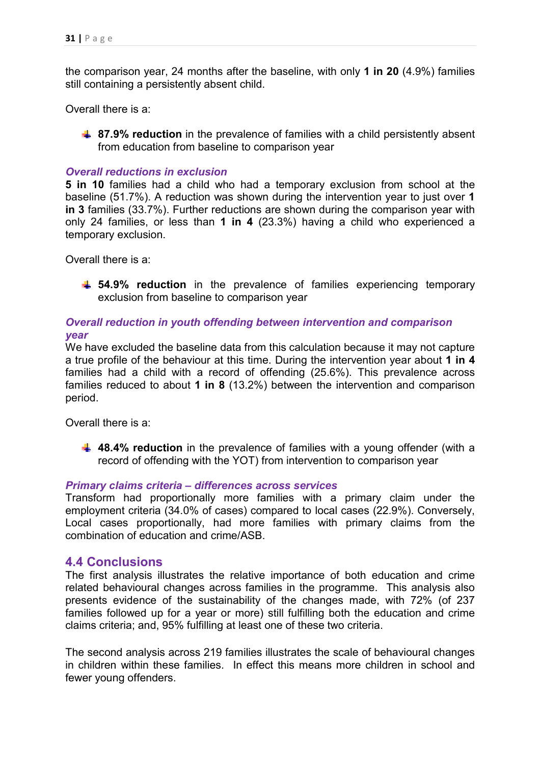the comparison year, 24 months after the baseline, with only **1 in 20** (4.9%) families still containing a persistently absent child.

Overall there is a:

- **87.9% reduction** in the prevalence of families with a child persistently absent from education from baseline to comparison year

***Overall reductions in exclusion***

**5 in 10** families had a child who had a temporary exclusion from school at the baseline (51.7%). A reduction was shown during the intervention year to just over **1 in 3** families (33.7%). Further reductions are shown during the comparison year with only 24 families, or less than **1 in 4** (23.3%) having a child who experienced a temporary exclusion.

Overall there is a:

- **54.9% reduction** in the prevalence of families experiencing temporary exclusion from baseline to comparison year

***Overall reduction in youth offending between intervention and comparison year***

We have excluded the baseline data from this calculation because it may not capture a true profile of the behaviour at this time. During the intervention year about **1 in 4** families had a child with a record of offending (25.6%). This prevalence across families reduced to about **1 in 8** (13.2%) between the intervention and comparison period.

Overall there is a:

- **48.4% reduction** in the prevalence of families with a young offender (with a record of offending with the YOT) from intervention to comparison year

***Primary claims criteria – differences across services***

Transform had proportionally more families with a primary claim under the employment criteria (34.0% of cases) compared to local cases (22.9%). Conversely, Local cases proportionally, had more families with primary claims from the combination of education and crime/ASB.

## 4.4 Conclusions

The first analysis illustrates the relative importance of both education and crime related behavioural changes across families in the programme. This analysis also presents evidence of the sustainability of the changes made, with 72% (of 237 families followed up for a year or more) still fulfilling both the education and crime claims criteria; and, 95% fulfilling at least one of these two criteria.

The second analysis across 219 families illustrates the scale of behavioural changes in children within these families. In effect this means more children in school and fewer young offenders.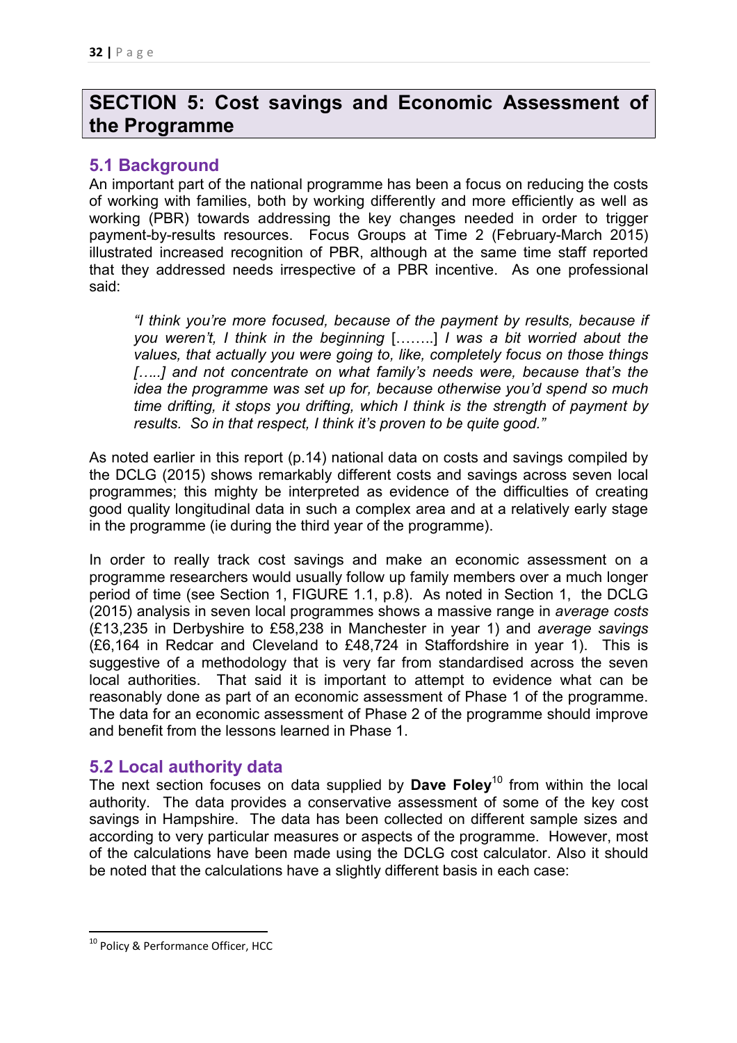# SECTION 5: Cost savings and Economic Assessment of the Programme

## 5.1 Background

An important part of the national programme has been a focus on reducing the costs of working with families, both by working differently and more efficiently as well as working (PBR) towards addressing the key changes needed in order to trigger payment-by-results resources. Focus Groups at Time 2 (February-March 2015) illustrated increased recognition of PBR, although at the same time staff reported that they addressed needs irrespective of a PBR incentive. As one professional said:

> *"I think you're more focused, because of the payment by results, because if you weren't, I think in the beginning* [……..] *I was a bit worried about the values, that actually you were going to, like, completely focus on those things […..] and not concentrate on what family's needs were, because that's the idea the programme was set up for, because otherwise you'd spend so much time drifting, it stops you drifting, which I think is the strength of payment by results. So in that respect, I think it's proven to be quite good."*

As noted earlier in this report (p.14) national data on costs and savings compiled by the DCLG (2015) shows remarkably different costs and savings across seven local programmes; this mighty be interpreted as evidence of the difficulties of creating good quality longitudinal data in such a complex area and at a relatively early stage in the programme (ie during the third year of the programme).

In order to really track cost savings and make an economic assessment on a programme researchers would usually follow up family members over a much longer period of time (see Section 1, FIGURE 1.1, p.8). As noted in Section 1, the DCLG (2015) analysis in seven local programmes shows a massive range in *average costs* (£13,235 in Derbyshire to £58,238 in Manchester in year 1) and *average savings* (£6,164 in Redcar and Cleveland to £48,724 in Staffordshire in year 1). This is suggestive of a methodology that is very far from standardised across the seven local authorities. That said it is important to attempt to evidence what can be reasonably done as part of an economic assessment of Phase 1 of the programme. The data for an economic assessment of Phase 2 of the programme should improve and benefit from the lessons learned in Phase 1.

## 5.2 Local authority data

The next section focuses on data supplied by **Dave Foley**[10] from within the local authority. The data provides a conservative assessment of some of the key cost savings in Hampshire. The data has been collected on different sample sizes and according to very particular measures or aspects of the programme. However, most of the calculations have been made using the DCLG cost calculator. Also it should be noted that the calculations have a slightly different basis in each case:

[10] Policy & Performance Officer, HCC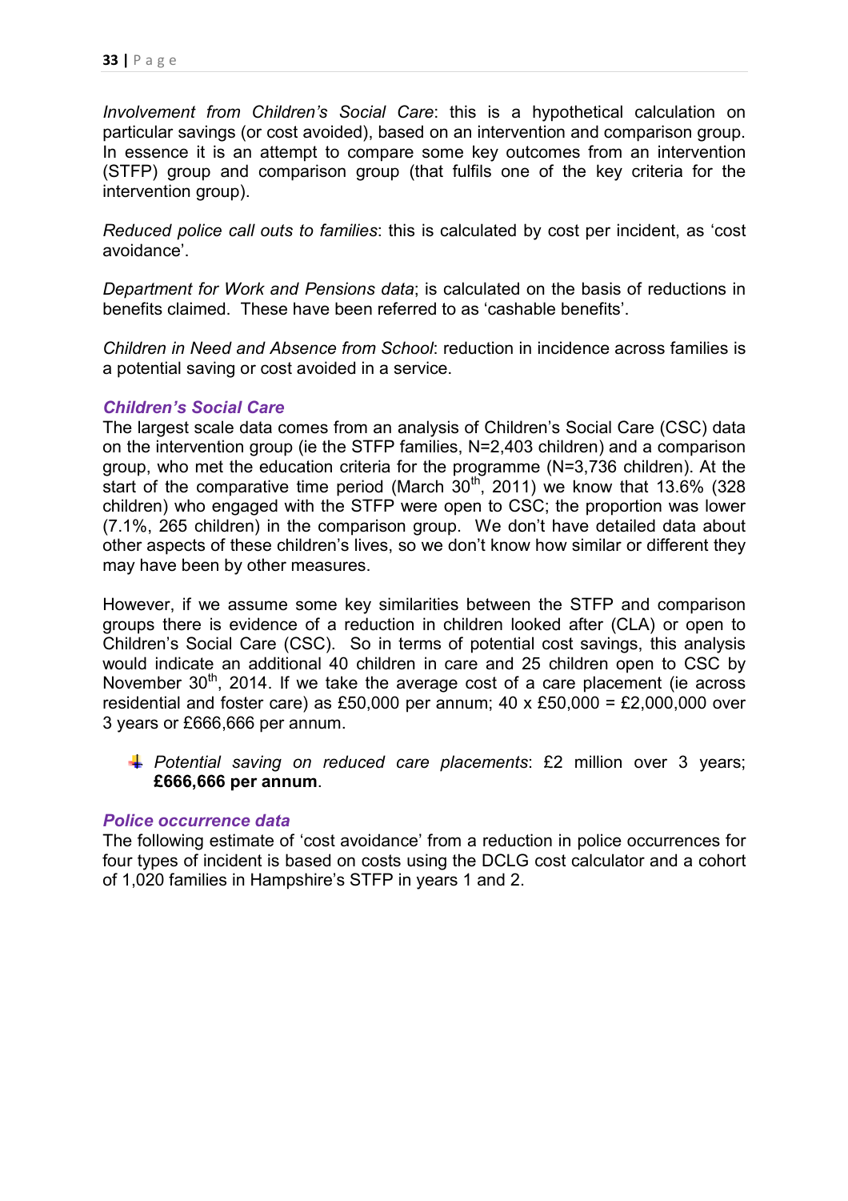*Involvement from Children's Social Care*: this is a hypothetical calculation on particular savings (or cost avoided), based on an intervention and comparison group. In essence it is an attempt to compare some key outcomes from an intervention (STFP) group and comparison group (that fulfils one of the key criteria for the intervention group).

*Reduced police call outs to families*: this is calculated by cost per incident, as 'cost avoidance'.

*Department for Work and Pensions data*; is calculated on the basis of reductions in benefits claimed. These have been referred to as 'cashable benefits'.

*Children in Need and Absence from School*: reduction in incidence across families is a potential saving or cost avoided in a service.

### *Children's Social Care*

The largest scale data comes from an analysis of Children's Social Care (CSC) data on the intervention group (ie the STFP families, N=2,403 children) and a comparison group, who met the education criteria for the programme (N=3,736 children). At the start of the comparative time period (March 30th, 2011) we know that 13.6% (328 children) who engaged with the STFP were open to CSC; the proportion was lower (7.1%, 265 children) in the comparison group. We don't have detailed data about other aspects of these children's lives, so we don't know how similar or different they may have been by other measures.

However, if we assume some key similarities between the STFP and comparison groups there is evidence of a reduction in children looked after (CLA) or open to Children's Social Care (CSC). So in terms of potential cost savings, this analysis would indicate an additional 40 children in care and 25 children open to CSC by November 30th, 2014. If we take the average cost of a care placement (ie across residential and foster care) as £50,000 per annum; 40 x £50,000 = £2,000,000 over 3 years or £666,666 per annum.

- *Potential saving on reduced care placements*: £2 million over 3 years; **£666,666 per annum**.

### *Police occurrence data*

The following estimate of 'cost avoidance' from a reduction in police occurrences for four types of incident is based on costs using the DCLG cost calculator and a cohort of 1,020 families in Hampshire's STFP in years 1 and 2.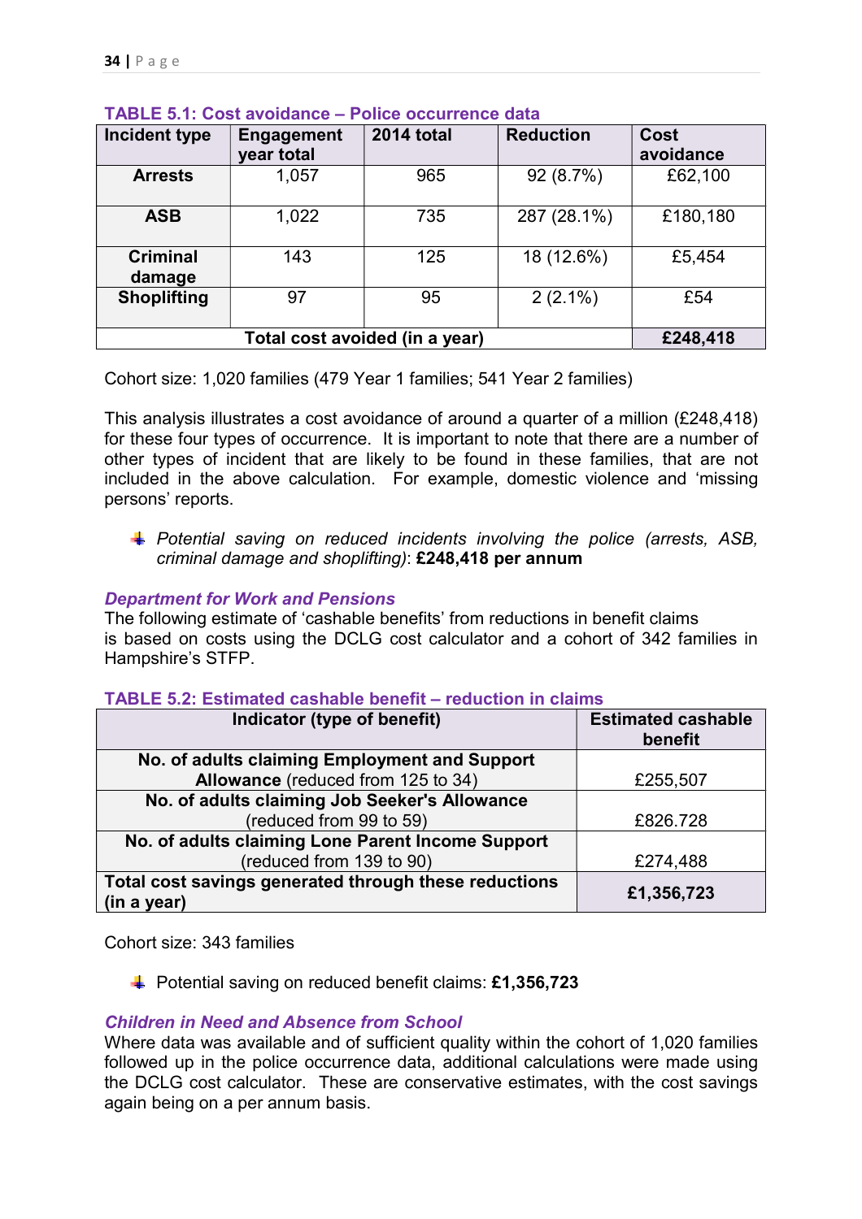**TABLE 5.1: Cost avoidance – Police occurrence data**

| Incident type | Engagement year total | 2014 total | Reduction | Cost avoidance |
|---|---|---|---|---|
| **Arrests** | 1,057 | 965 | 92 (8.7%) | £62,100 |
| **ASB** | 1,022 | 735 | 287 (28.1%) | £180,180 |
| **Criminal damage** | 143 | 125 | 18 (12.6%) | £5,454 |
| **Shoplifting** | 97 | 95 | 2 (2.1%) | £54 |
| **Total cost avoided (in a year)** | | | | **£248,418** |

Cohort size: 1,020 families (479 Year 1 families; 541 Year 2 families)

This analysis illustrates a cost avoidance of around a quarter of a million (£248,418) for these four types of occurrence. It is important to note that there are a number of other types of incident that are likely to be found in these families, that are not included in the above calculation. For example, domestic violence and 'missing persons' reports.

- *Potential saving on reduced incidents involving the police (arrests, ASB, criminal damage and shoplifting)*: **£248,418 per annum**

### *Department for Work and Pensions*

The following estimate of 'cashable benefits' from reductions in benefit claims is based on costs using the DCLG cost calculator and a cohort of 342 families in Hampshire's STFP.

**TABLE 5.2: Estimated cashable benefit – reduction in claims**

| Indicator (type of benefit) | Estimated cashable benefit |
|---|---|
| **No. of adults claiming Employment and Support Allowance** (reduced from 125 to 34) | £255,507 |
| **No. of adults claiming Job Seeker's Allowance** (reduced from 99 to 59) | £826.728 |
| **No. of adults claiming Lone Parent Income Support** (reduced from 139 to 90) | £274,488 |
| **Total cost savings generated through these reductions (in a year)** | **£1,356,723** |

Cohort size: 343 families

- Potential saving on reduced benefit claims: **£1,356,723**

### *Children in Need and Absence from School*

Where data was available and of sufficient quality within the cohort of 1,020 families followed up in the police occurrence data, additional calculations were made using the DCLG cost calculator. These are conservative estimates, with the cost savings again being on a per annum basis.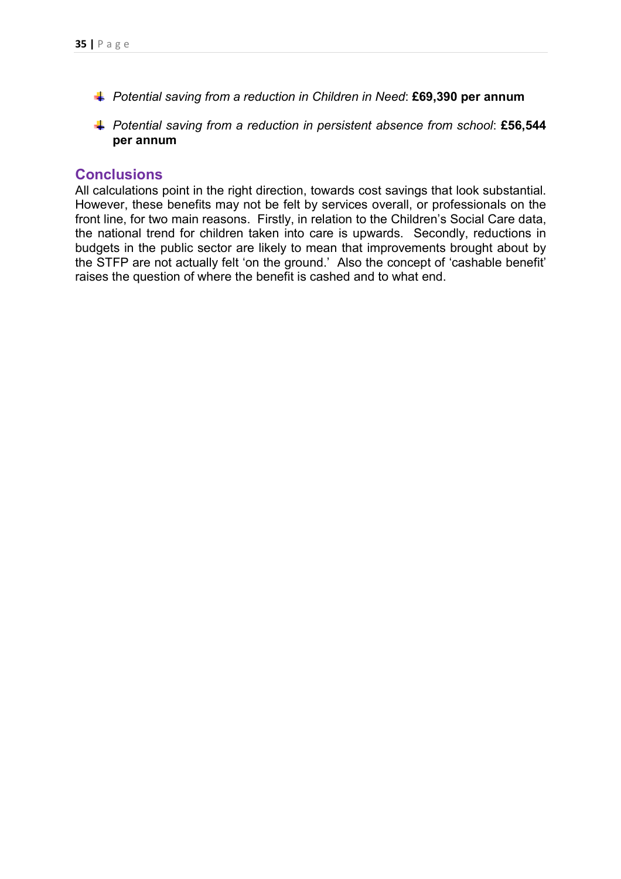- *Potential saving from a reduction in Children in Need*: **£69,390 per annum**
- *Potential saving from a reduction in persistent absence from school*: **£56,544 per annum**

## Conclusions

All calculations point in the right direction, towards cost savings that look substantial. However, these benefits may not be felt by services overall, or professionals on the front line, for two main reasons. Firstly, in relation to the Children's Social Care data, the national trend for children taken into care is upwards. Secondly, reductions in budgets in the public sector are likely to mean that improvements brought about by the STFP are not actually felt 'on the ground.' Also the concept of 'cashable benefit' raises the question of where the benefit is cashed and to what end.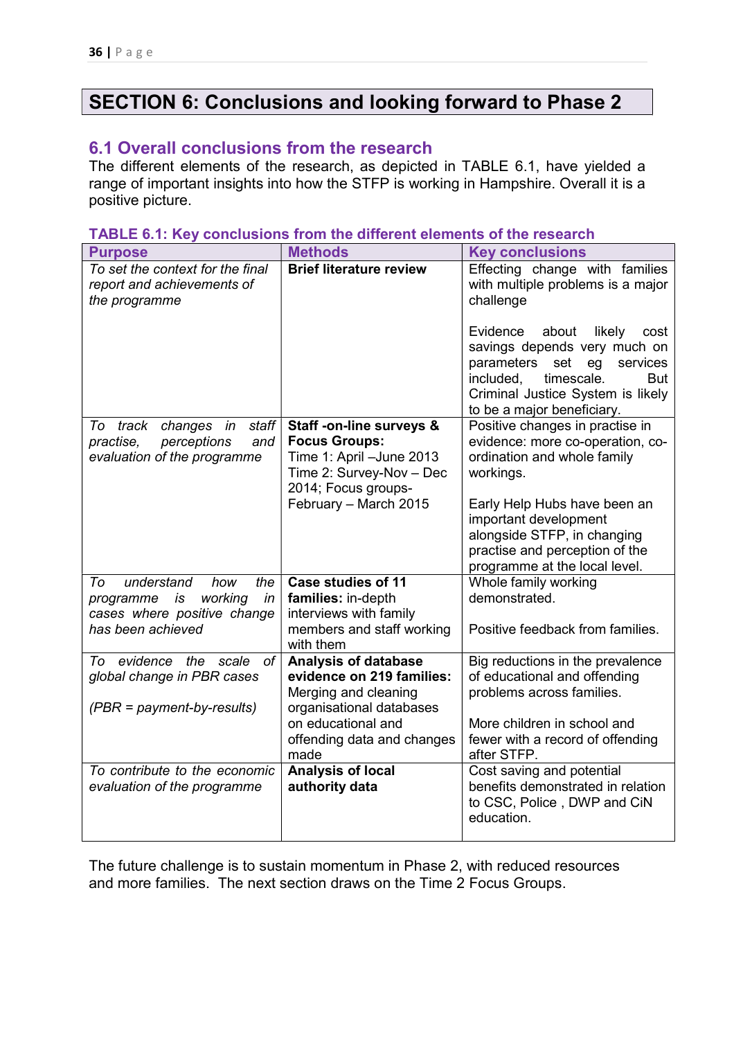# SECTION 6: Conclusions and looking forward to Phase 2

## 6.1 Overall conclusions from the research

The different elements of the research, as depicted in TABLE 6.1, have yielded a range of important insights into how the STFP is working in Hampshire. Overall it is a positive picture.

**TABLE 6.1: Key conclusions from the different elements of the research**

| Purpose | Methods | Key conclusions |
|---|---|---|
| *To set the context for the final report and achievements of the programme* | **Brief literature review** | Effecting change with families with multiple problems is a major challenge<br><br>Evidence about likely cost savings depends very much on parameters set eg services included, timescale. But Criminal Justice System is likely to be a major beneficiary. |
| *To track changes in staff practise, perceptions and evaluation of the programme* | **Staff -on-line surveys & Focus Groups:**<br>Time 1: April –June 2013<br>Time 2: Survey-Nov – Dec 2014; Focus groups- February – March 2015 | Positive changes in practise in evidence: more co-operation, co-ordination and whole family workings.<br><br>Early Help Hubs have been an important development alongside STFP, in changing practise and perception of the programme at the local level. |
| *To understand how the programme is working in cases where positive change has been achieved* | **Case studies of 11 families:** in-depth interviews with family members and staff working with them | Whole family working demonstrated.<br><br>Positive feedback from families. |
| *To evidence the scale of global change in PBR cases*<br><br>*(PBR = payment-by-results)* | **Analysis of database evidence on 219 families:** Merging and cleaning organisational databases on educational and offending data and changes made | Big reductions in the prevalence of educational and offending problems across families.<br><br>More children in school and fewer with a record of offending after STFP. |
| *To contribute to the economic evaluation of the programme* | **Analysis of local authority data** | Cost saving and potential benefits demonstrated in relation to CSC, Police , DWP and CiN education. |

The future challenge is to sustain momentum in Phase 2, with reduced resources and more families. The next section draws on the Time 2 Focus Groups.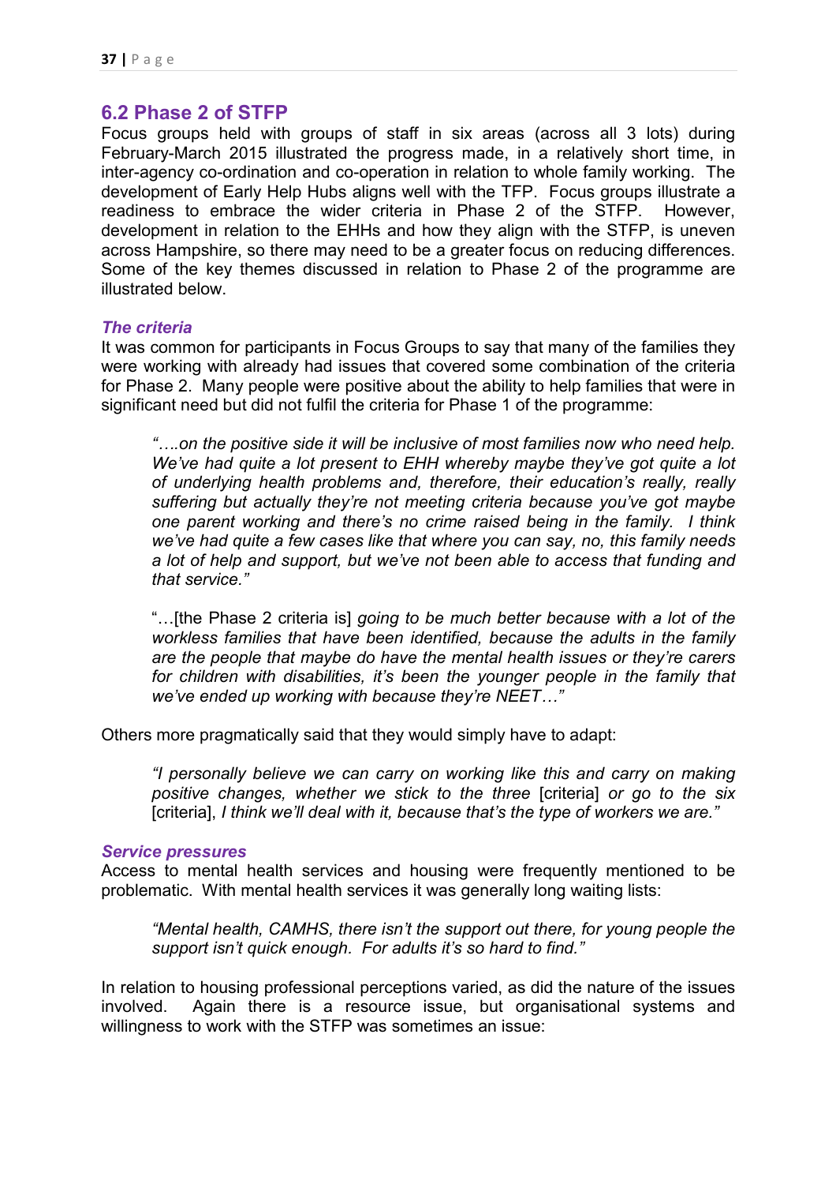## 6.2 Phase 2 of STFP

Focus groups held with groups of staff in six areas (across all 3 lots) during February-March 2015 illustrated the progress made, in a relatively short time, in inter-agency co-ordination and co-operation in relation to whole family working. The development of Early Help Hubs aligns well with the TFP. Focus groups illustrate a readiness to embrace the wider criteria in Phase 2 of the STFP. However, development in relation to the EHHs and how they align with the STFP, is uneven across Hampshire, so there may need to be a greater focus on reducing differences. Some of the key themes discussed in relation to Phase 2 of the programme are illustrated below.

### *The criteria*

It was common for participants in Focus Groups to say that many of the families they were working with already had issues that covered some combination of the criteria for Phase 2. Many people were positive about the ability to help families that were in significant need but did not fulfil the criteria for Phase 1 of the programme:

> *"….on the positive side it will be inclusive of most families now who need help. We've had quite a lot present to EHH whereby maybe they've got quite a lot of underlying health problems and, therefore, their education's really, really suffering but actually they're not meeting criteria because you've got maybe one parent working and there's no crime raised being in the family. I think we've had quite a few cases like that where you can say, no, this family needs a lot of help and support, but we've not been able to access that funding and that service."*

> "…[the Phase 2 criteria is] *going to be much better because with a lot of the workless families that have been identified, because the adults in the family are the people that maybe do have the mental health issues or they're carers for children with disabilities, it's been the younger people in the family that we've ended up working with because they're NEET…"*

Others more pragmatically said that they would simply have to adapt:

> *"I personally believe we can carry on working like this and carry on making positive changes, whether we stick to the three* [criteria] *or go to the six* [criteria], *I think we'll deal with it, because that's the type of workers we are."*

### *Service pressures*

Access to mental health services and housing were frequently mentioned to be problematic. With mental health services it was generally long waiting lists:

> *"Mental health, CAMHS, there isn't the support out there, for young people the support isn't quick enough. For adults it's so hard to find."*

In relation to housing professional perceptions varied, as did the nature of the issues involved. Again there is a resource issue, but organisational systems and willingness to work with the STFP was sometimes an issue: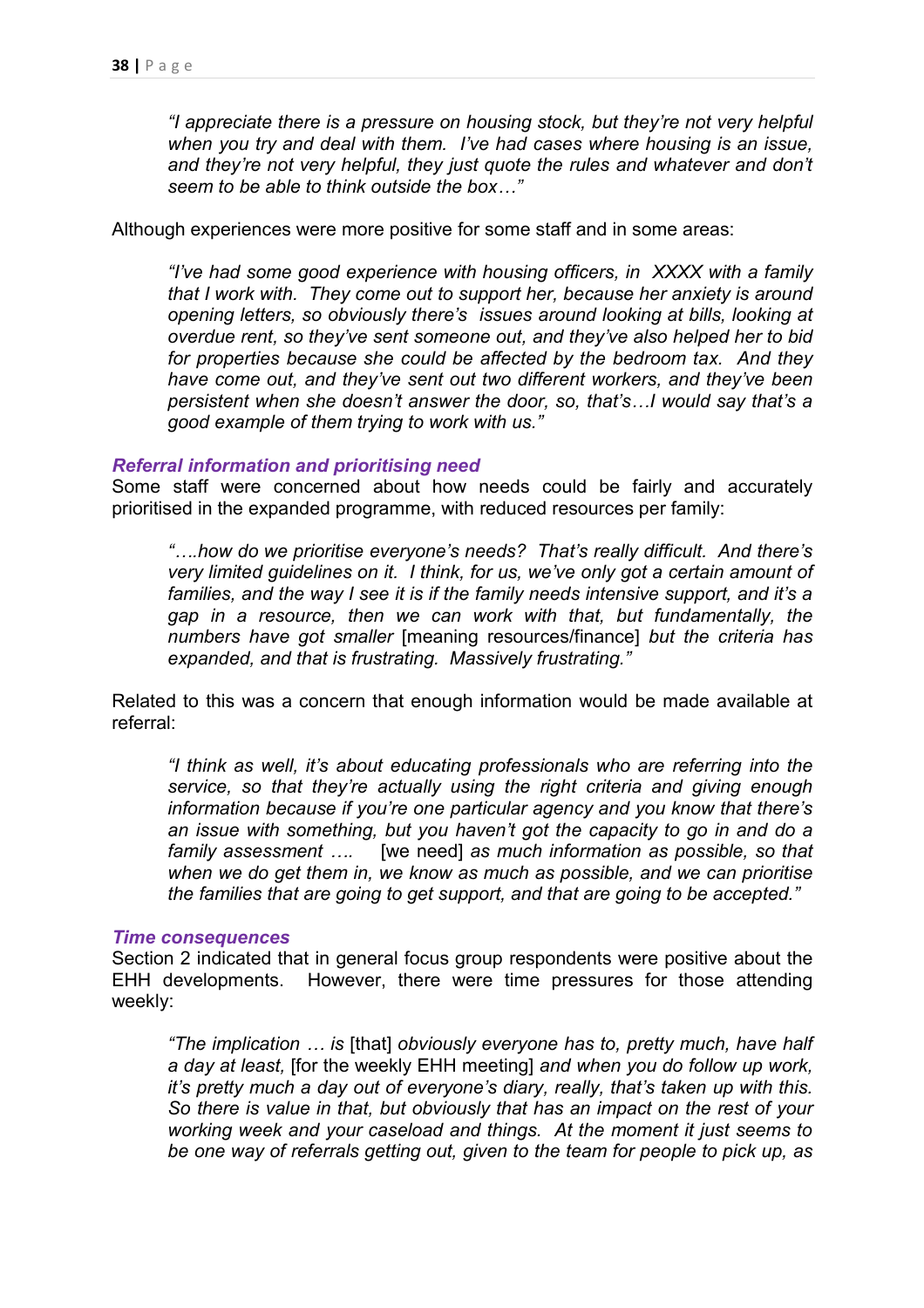> *"I appreciate there is a pressure on housing stock, but they're not very helpful when you try and deal with them. I've had cases where housing is an issue, and they're not very helpful, they just quote the rules and whatever and don't seem to be able to think outside the box…"*

Although experiences were more positive for some staff and in some areas:

> *"I've had some good experience with housing officers, in XXXX with a family that I work with. They come out to support her, because her anxiety is around opening letters, so obviously there's issues around looking at bills, looking at overdue rent, so they've sent someone out, and they've also helped her to bid for properties because she could be affected by the bedroom tax. And they have come out, and they've sent out two different workers, and they've been persistent when she doesn't answer the door, so, that's…I would say that's a good example of them trying to work with us."*

### *Referral information and prioritising need*

Some staff were concerned about how needs could be fairly and accurately prioritised in the expanded programme, with reduced resources per family:

> *"….how do we prioritise everyone's needs? That's really difficult. And there's very limited guidelines on it. I think, for us, we've only got a certain amount of families, and the way I see it is if the family needs intensive support, and it's a gap in a resource, then we can work with that, but fundamentally, the numbers have got smaller* [meaning resources/finance] *but the criteria has expanded, and that is frustrating. Massively frustrating."*

Related to this was a concern that enough information would be made available at referral:

> *"I think as well, it's about educating professionals who are referring into the service, so that they're actually using the right criteria and giving enough information because if you're one particular agency and you know that there's an issue with something, but you haven't got the capacity to go in and do a family assessment ….* [we need] *as much information as possible, so that when we do get them in, we know as much as possible, and we can prioritise the families that are going to get support, and that are going to be accepted."*

### *Time consequences*

Section 2 indicated that in general focus group respondents were positive about the EHH developments. However, there were time pressures for those attending weekly:

> *"The implication … is* [that] *obviously everyone has to, pretty much, have half a day at least,* [for the weekly EHH meeting] *and when you do follow up work, it's pretty much a day out of everyone's diary, really, that's taken up with this. So there is value in that, but obviously that has an impact on the rest of your working week and your caseload and things. At the moment it just seems to be one way of referrals getting out, given to the team for people to pick up, as*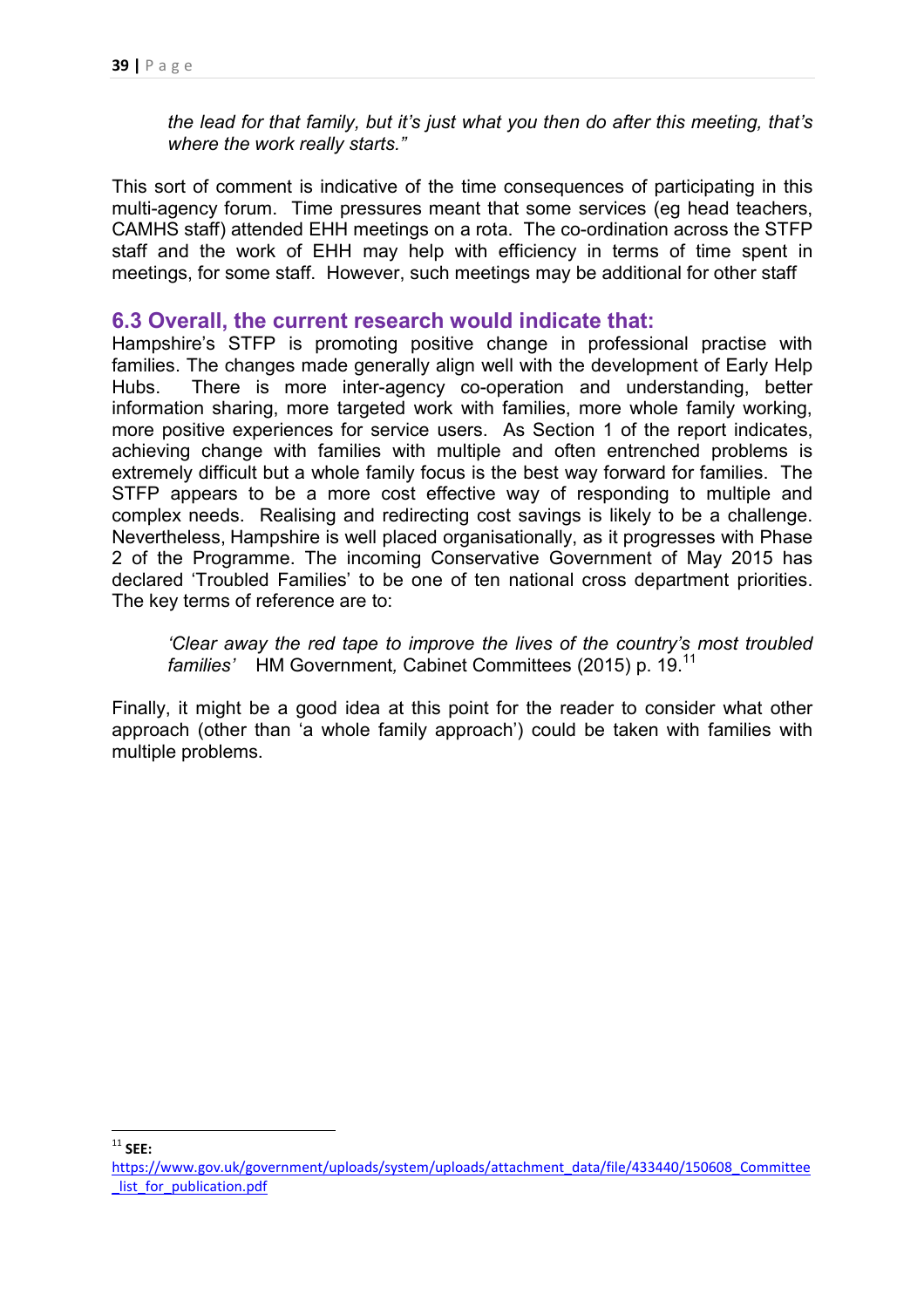*the lead for that family, but it's just what you then do after this meeting, that's where the work really starts."*

This sort of comment is indicative of the time consequences of participating in this multi-agency forum. Time pressures meant that some services (eg head teachers, CAMHS staff) attended EHH meetings on a rota. The co-ordination across the STFP staff and the work of EHH may help with efficiency in terms of time spent in meetings, for some staff. However, such meetings may be additional for other staff

### 6.3 Overall, the current research would indicate that:

Hampshire's STFP is promoting positive change in professional practise with families. The changes made generally align well with the development of Early Help Hubs. There is more inter-agency co-operation and understanding, better information sharing, more targeted work with families, more whole family working, more positive experiences for service users. As Section 1 of the report indicates, achieving change with families with multiple and often entrenched problems is extremely difficult but a whole family focus is the best way forward for families. The STFP appears to be a more cost effective way of responding to multiple and complex needs. Realising and redirecting cost savings is likely to be a challenge. Nevertheless, Hampshire is well placed organisationally, as it progresses with Phase 2 of the Programme. The incoming Conservative Government of May 2015 has declared 'Troubled Families' to be one of ten national cross department priorities. The key terms of reference are to:

> *'Clear away the red tape to improve the lives of the country's most troubled families'* HM Government, Cabinet Committees (2015) p. 19.[11]

Finally, it might be a good idea at this point for the reader to consider what other approach (other than 'a whole family approach') could be taken with families with multiple problems.

---

[11] **SEE:** https://www.gov.uk/government/uploads/system/uploads/attachment_data/file/433440/150608_Committee_list_for_publication.pdf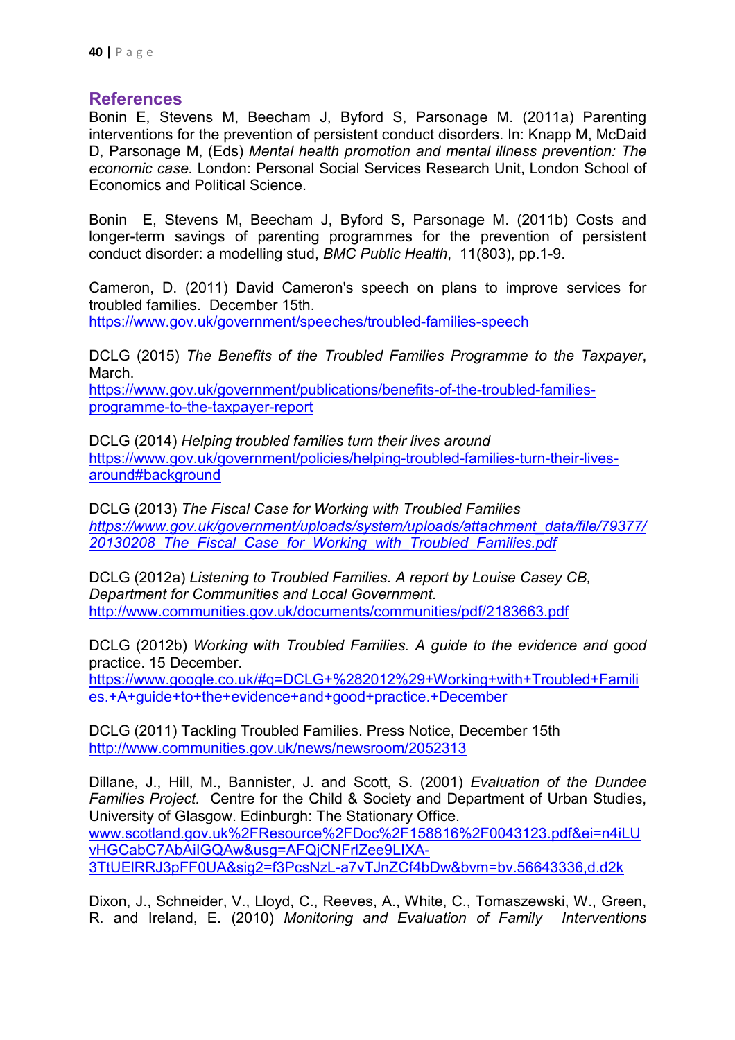## References

Bonin E, Stevens M, Beecham J, Byford S, Parsonage M. (2011a) Parenting interventions for the prevention of persistent conduct disorders. In: Knapp M, McDaid D, Parsonage M, (Eds) *Mental health promotion and mental illness prevention: The economic case.* London: Personal Social Services Research Unit, London School of Economics and Political Science.

Bonin E, Stevens M, Beecham J, Byford S, Parsonage M. (2011b) Costs and longer-term savings of parenting programmes for the prevention of persistent conduct disorder: a modelling stud, *BMC Public Health*, 11(803), pp.1-9.

Cameron, D. (2011) David Cameron's speech on plans to improve services for troubled families. December 15th.
https://www.gov.uk/government/speeches/troubled-families-speech

DCLG (2015) *The Benefits of the Troubled Families Programme to the Taxpayer*, March.
https://www.gov.uk/government/publications/benefits-of-the-troubled-families-programme-to-the-taxpayer-report

DCLG (2014) *Helping troubled families turn their lives around*
https://www.gov.uk/government/policies/helping-troubled-families-turn-their-lives-around#background

DCLG (2013) *The Fiscal Case for Working with Troubled Families*
*https://www.gov.uk/government/uploads/system/uploads/attachment_data/file/79377/20130208_The_Fiscal_Case_for_Working_with_Troubled_Families.pdf*

DCLG (2012a) *Listening to Troubled Families. A report by Louise Casey CB, Department for Communities and Local Government.*
http://www.communities.gov.uk/documents/communities/pdf/2183663.pdf

DCLG (2012b) *Working with Troubled Families. A guide to the evidence and good* practice. 15 December.
https://www.google.co.uk/#q=DCLG+%282012%29+Working+with+Troubled+Families.+A+guide+to+the+evidence+and+good+practice.+December

DCLG (2011) Tackling Troubled Families. Press Notice, December 15th
http://www.communities.gov.uk/news/newsroom/2052313

Dillane, J., Hill, M., Bannister, J. and Scott, S. (2001) *Evaluation of the Dundee Families Project.* Centre for the Child & Society and Department of Urban Studies, University of Glasgow. Edinburgh: The Stationary Office.
www.scotland.gov.uk%2FResource%2FDoc%2F158816%2F0043123.pdf&ei=n4iLUvHGCabC7AbAiIGQAw&usg=AFQjCNFrlZee9LIXA-3TtUElRRJ3pFF0UA&sig2=f3PcsNzL-a7vTJnZCf4bDw&bvm=bv.56643336,d.d2k

Dixon, J., Schneider, V., Lloyd, C., Reeves, A., White, C., Tomaszewski, W., Green, R. and Ireland, E. (2010) *Monitoring and Evaluation of Family Interventions*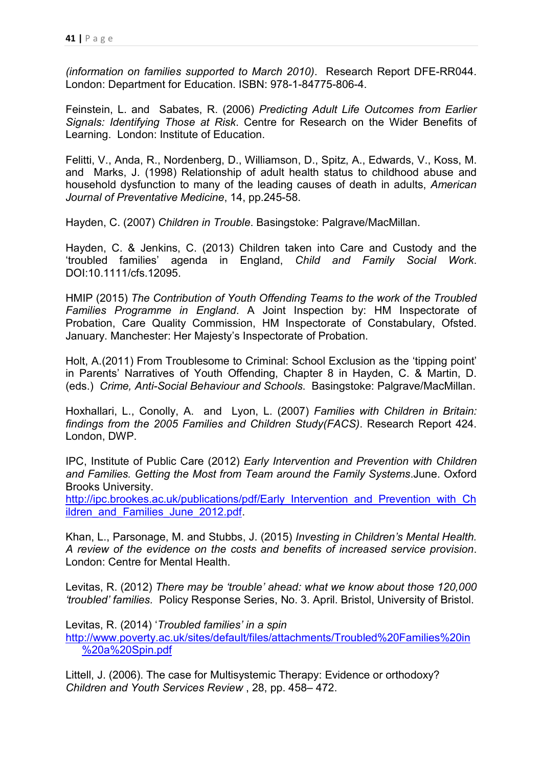*(information on families supported to March 2010)*. Research Report DFE-RR044. London: Department for Education. ISBN: 978-1-84775-806-4.

Feinstein, L. and Sabates, R. (2006) *Predicting Adult Life Outcomes from Earlier Signals: Identifying Those at Risk*. Centre for Research on the Wider Benefits of Learning. London: Institute of Education.

Felitti, V., Anda, R., Nordenberg, D., Williamson, D., Spitz, A., Edwards, V., Koss, M. and Marks, J. (1998) Relationship of adult health status to childhood abuse and household dysfunction to many of the leading causes of death in adults, *American Journal of Preventative Medicine*, 14, pp.245-58.

Hayden, C. (2007) *Children in Trouble*. Basingstoke: Palgrave/MacMillan.

Hayden, C. & Jenkins, C. (2013) Children taken into Care and Custody and the 'troubled families' agenda in England, *Child and Family Social Work*. DOI:10.1111/cfs.12095.

HMIP (2015) *The Contribution of Youth Offending Teams to the work of the Troubled Families Programme in England*. A Joint Inspection by: HM Inspectorate of Probation, Care Quality Commission, HM Inspectorate of Constabulary, Ofsted. January. Manchester: Her Majesty's Inspectorate of Probation.

Holt, A.(2011) From Troublesome to Criminal: School Exclusion as the 'tipping point' in Parents' Narratives of Youth Offending, Chapter 8 in Hayden, C. & Martin, D. (eds.) *Crime, Anti-Social Behaviour and Schools*. Basingstoke: Palgrave/MacMillan.

Hoxhallari, L., Conolly, A. and Lyon, L. (2007) *Families with Children in Britain: findings from the 2005 Families and Children Study(FACS)*. Research Report 424. London, DWP.

IPC, Institute of Public Care (2012) *Early Intervention and Prevention with Children and Families. Getting the Most from Team around the Family Systems*.June. Oxford Brooks University.
http://ipc.brookes.ac.uk/publications/pdf/Early_Intervention_and_Prevention_with_Children_and_Families_June_2012.pdf.

Khan, L., Parsonage, M. and Stubbs, J. (2015) *Investing in Children's Mental Health. A review of the evidence on the costs and benefits of increased service provision*. London: Centre for Mental Health.

Levitas, R. (2012) *There may be 'trouble' ahead: what we know about those 120,000 'troubled' families.* Policy Response Series, No. 3. April. Bristol, University of Bristol.

Levitas, R. (2014) '*Troubled families' in a spin*
http://www.poverty.ac.uk/sites/default/files/attachments/Troubled%20Families%20in%20a%20Spin.pdf

Littell, J. (2006). The case for Multisystemic Therapy: Evidence or orthodoxy? *Children and Youth Services Review* , 28, pp. 458– 472.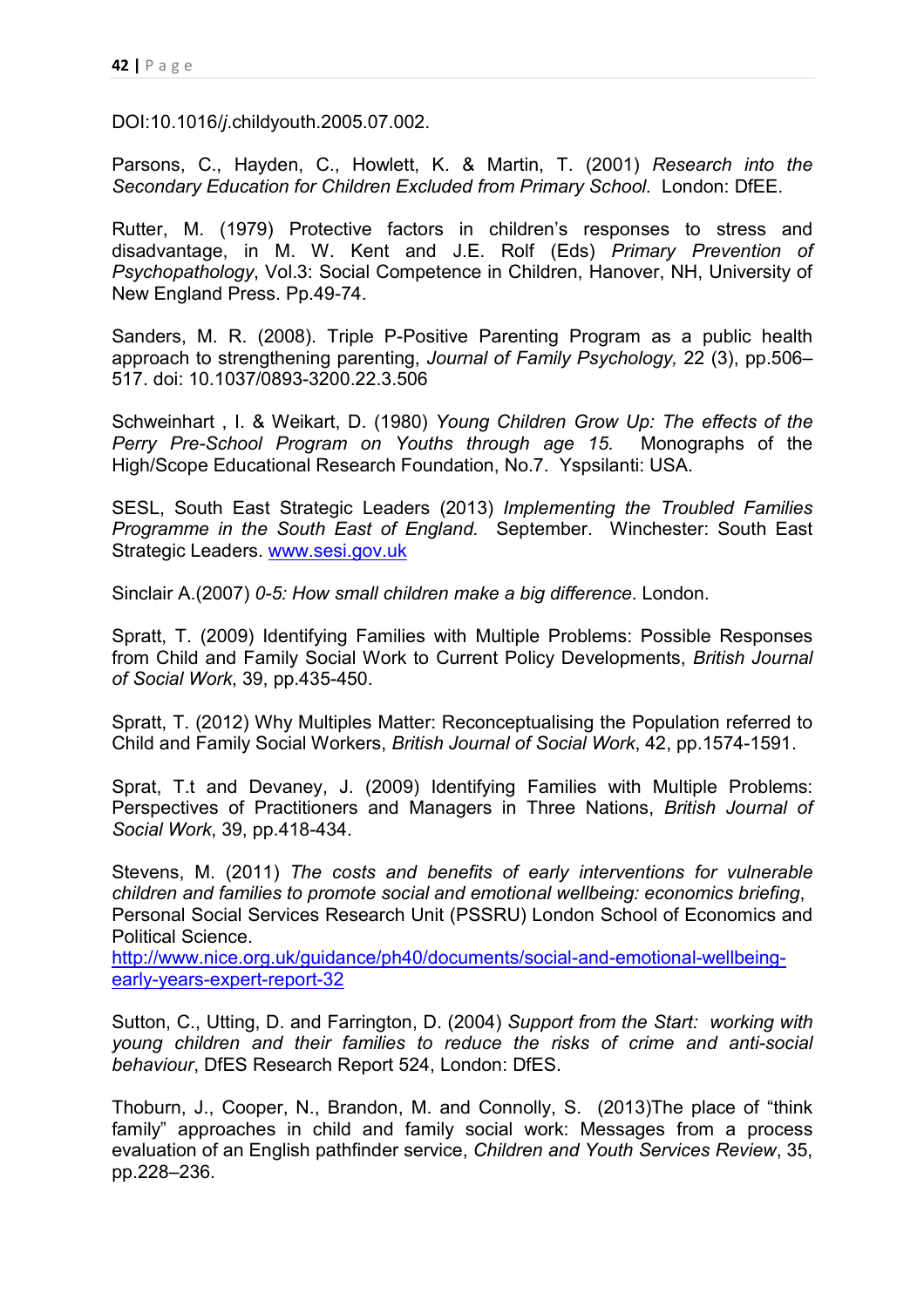DOI:10.1016/j.childyouth.2005.07.002.

Parsons, C., Hayden, C., Howlett, K. & Martin, T. (2001) *Research into the Secondary Education for Children Excluded from Primary School.* London: DfEE.

Rutter, M. (1979) Protective factors in children's responses to stress and disadvantage, in M. W. Kent and J.E. Rolf (Eds) *Primary Prevention of Psychopathology*, Vol.3: Social Competence in Children, Hanover, NH, University of New England Press. Pp.49-74.

Sanders, M. R. (2008). Triple P-Positive Parenting Program as a public health approach to strengthening parenting, *Journal of Family Psychology,* 22 (3), pp.506–517. doi: 10.1037/0893-3200.22.3.506

Schweinhart , I. & Weikart, D. (1980) *Young Children Grow Up: The effects of the Perry Pre-School Program on Youths through age 15.* Monographs of the High/Scope Educational Research Foundation, No.7. Yspsilanti: USA.

SESL, South East Strategic Leaders (2013) *Implementing the Troubled Families Programme in the South East of England.* September. Winchester: South East Strategic Leaders. www.sesi.gov.uk

Sinclair A.(2007) *0-5: How small children make a big difference*. London.

Spratt, T. (2009) Identifying Families with Multiple Problems: Possible Responses from Child and Family Social Work to Current Policy Developments, *British Journal of Social Work*, 39, pp.435-450.

Spratt, T. (2012) Why Multiples Matter: Reconceptualising the Population referred to Child and Family Social Workers, *British Journal of Social Work*, 42, pp.1574-1591.

Sprat, T.t and Devaney, J. (2009) Identifying Families with Multiple Problems: Perspectives of Practitioners and Managers in Three Nations, *British Journal of Social Work*, 39, pp.418-434.

Stevens, M. (2011) *The costs and benefits of early interventions for vulnerable children and families to promote social and emotional wellbeing: economics briefing*, Personal Social Services Research Unit (PSSRU) London School of Economics and Political Science.
http://www.nice.org.uk/guidance/ph40/documents/social-and-emotional-wellbeing-early-years-expert-report-32

Sutton, C., Utting, D. and Farrington, D. (2004) *Support from the Start: working with young children and their families to reduce the risks of crime and anti-social behaviour*, DfES Research Report 524, London: DfES.

Thoburn, J., Cooper, N., Brandon, M. and Connolly, S. (2013)The place of "think family" approaches in child and family social work: Messages from a process evaluation of an English pathfinder service, *Children and Youth Services Review*, 35, pp.228–236.